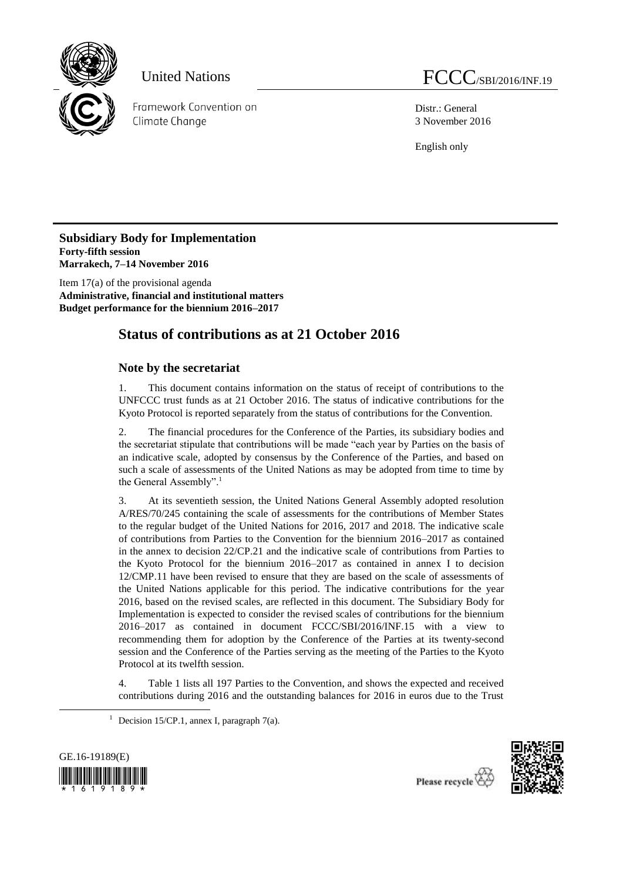United Nations

FCCC/SBI/2016/INF.19

Framework Convention on Climate Change

Distr.: General
3 November 2016

English only

**Subsidiary Body for Implementation**
**Forty-fifth session**
**Marrakech, 7–14 November 2016**

Item 17(a) of the provisional agenda
**Administrative, financial and institutional matters**
**Budget performance for the biennium 2016–2017**

# Status of contributions as at 21 October 2016

## Note by the secretariat

1. This document contains information on the status of receipt of contributions to the UNFCCC trust funds as at 21 October 2016. The status of indicative contributions for the Kyoto Protocol is reported separately from the status of contributions for the Convention.

2. The financial procedures for the Conference of the Parties, its subsidiary bodies and the secretariat stipulate that contributions will be made "each year by Parties on the basis of an indicative scale, adopted by consensus by the Conference of the Parties, and based on such a scale of assessments of the United Nations as may be adopted from time to time by the General Assembly".[1]

3. At its seventieth session, the United Nations General Assembly adopted resolution A/RES/70/245 containing the scale of assessments for the contributions of Member States to the regular budget of the United Nations for 2016, 2017 and 2018. The indicative scale of contributions from Parties to the Convention for the biennium 2016–2017 as contained in the annex to decision 22/CP.21 and the indicative scale of contributions from Parties to the Kyoto Protocol for the biennium 2016–2017 as contained in annex I to decision 12/CMP.11 have been revised to ensure that they are based on the scale of assessments of the United Nations applicable for this period. The indicative contributions for the year 2016, based on the revised scales, are reflected in this document. The Subsidiary Body for Implementation is expected to consider the revised scales of contributions for the biennium 2016–2017 as contained in document FCCC/SBI/2016/INF.15 with a view to recommending them for adoption by the Conference of the Parties at its twenty-second session and the Conference of the Parties serving as the meeting of the Parties to the Kyoto Protocol at its twelfth session.

4. Table 1 lists all 197 Parties to the Convention, and shows the expected and received contributions during 2016 and the outstanding balances for 2016 in euros due to the Trust

[1] Decision 15/CP.1, annex I, paragraph 7(a).

GE.16-19189(E)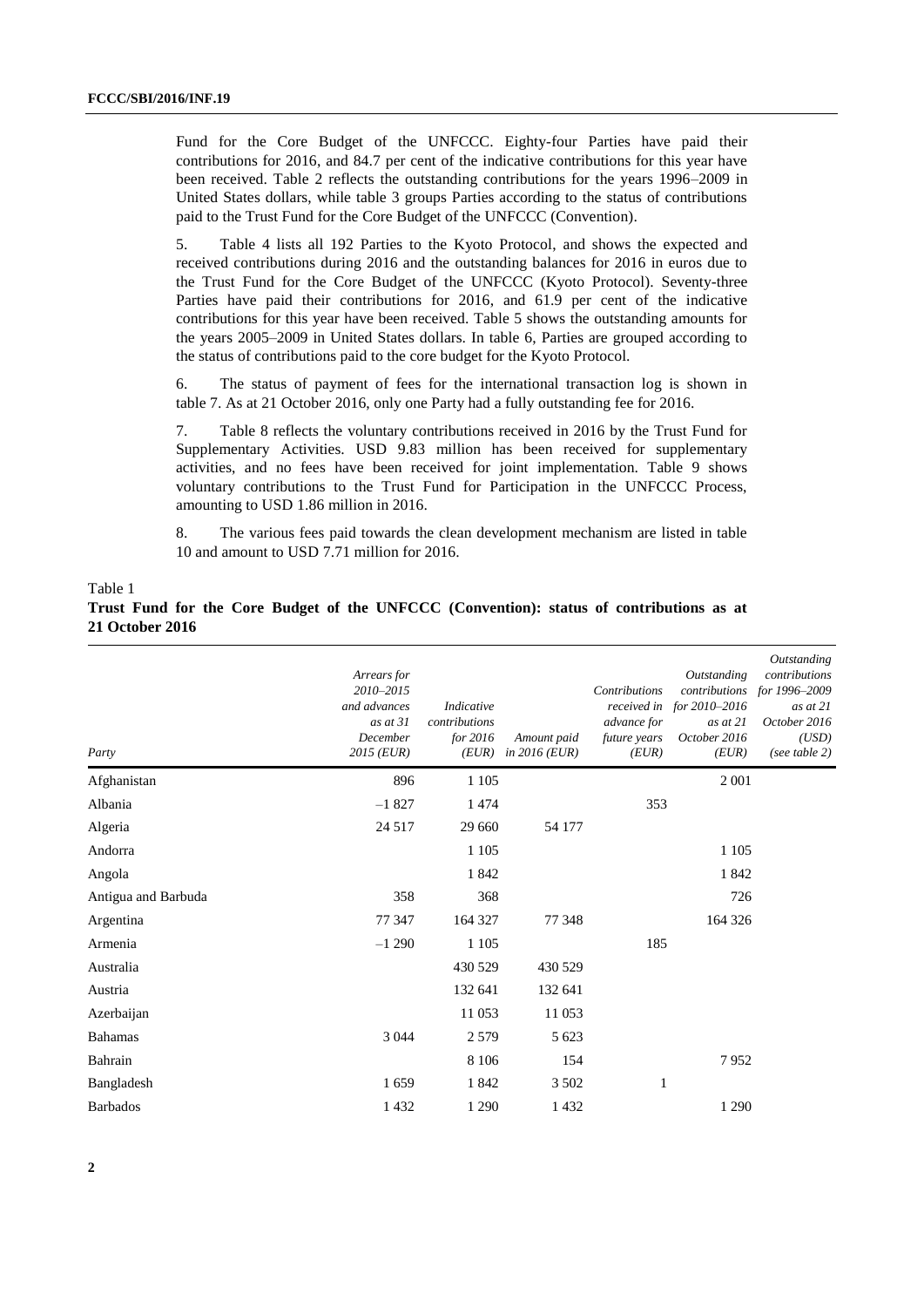Fund for the Core Budget of the UNFCCC. Eighty-four Parties have paid their contributions for 2016, and 84.7 per cent of the indicative contributions for this year have been received. Table 2 reflects the outstanding contributions for the years 1996–2009 in United States dollars, while table 3 groups Parties according to the status of contributions paid to the Trust Fund for the Core Budget of the UNFCCC (Convention).

5. Table 4 lists all 192 Parties to the Kyoto Protocol, and shows the expected and received contributions during 2016 and the outstanding balances for 2016 in euros due to the Trust Fund for the Core Budget of the UNFCCC (Kyoto Protocol). Seventy-three Parties have paid their contributions for 2016, and 61.9 per cent of the indicative contributions for this year have been received. Table 5 shows the outstanding amounts for the years 2005–2009 in United States dollars. In table 6, Parties are grouped according to the status of contributions paid to the core budget for the Kyoto Protocol.

6. The status of payment of fees for the international transaction log is shown in table 7. As at 21 October 2016, only one Party had a fully outstanding fee for 2016.

7. Table 8 reflects the voluntary contributions received in 2016 by the Trust Fund for Supplementary Activities. USD 9.83 million has been received for supplementary activities, and no fees have been received for joint implementation. Table 9 shows voluntary contributions to the Trust Fund for Participation in the UNFCCC Process, amounting to USD 1.86 million in 2016.

8. The various fees paid towards the clean development mechanism are listed in table 10 and amount to USD 7.71 million for 2016.

Table 1

**Trust Fund for the Core Budget of the UNFCCC (Convention): status of contributions as at 21 October 2016**

| *Party* | *Arrears for 2010–2015 and advances as at 31 December 2015 (EUR)* | *Indicative contributions for 2016 (EUR)* | *Amount paid in 2016 (EUR)* | *Contributions received in advance for future years (EUR)* | *Outstanding contributions for 2010–2016 as at 21 October 2016 (EUR)* | *Outstanding contributions for 1996–2009 as at 21 October 2016 (USD) (see table 2)* |
|---|---|---|---|---|---|---|
| Afghanistan | 896 | 1 105 | | | 2 001 | |
| Albania | –1 827 | 1 474 | | 353 | | |
| Algeria | 24 517 | 29 660 | 54 177 | | | |
| Andorra | | 1 105 | | | 1 105 | |
| Angola | | 1 842 | | | 1 842 | |
| Antigua and Barbuda | 358 | 368 | | | 726 | |
| Argentina | 77 347 | 164 327 | 77 348 | | 164 326 | |
| Armenia | –1 290 | 1 105 | | 185 | | |
| Australia | | 430 529 | 430 529 | | | |
| Austria | | 132 641 | 132 641 | | | |
| Azerbaijan | | 11 053 | 11 053 | | | |
| Bahamas | 3 044 | 2 579 | 5 623 | | | |
| Bahrain | | 8 106 | 154 | | 7 952 | |
| Bangladesh | 1 659 | 1 842 | 3 502 | 1 | | |
| Barbados | 1 432 | 1 290 | 1 432 | | 1 290 | |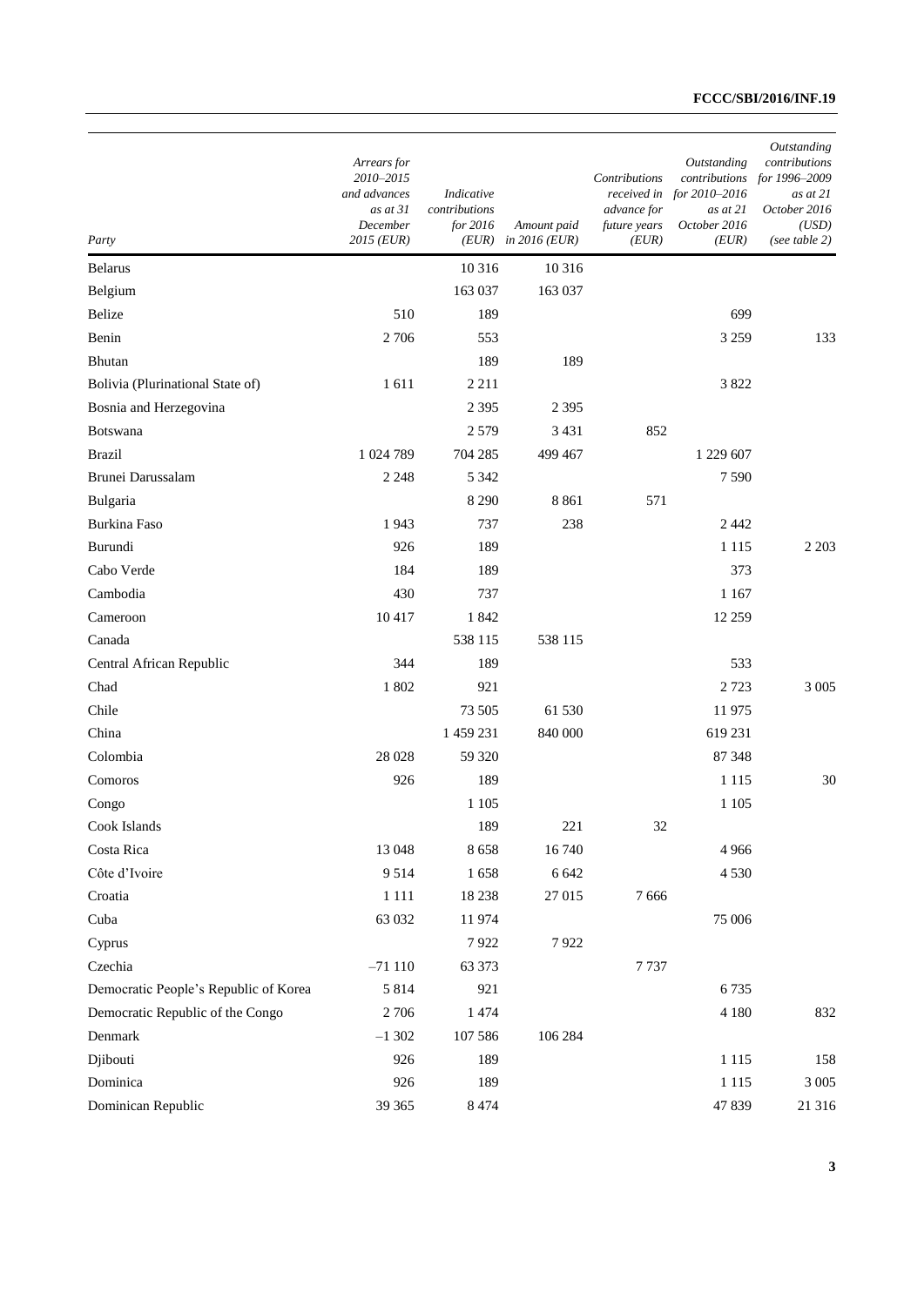| Party | Arrears for 2010–2015 and advances as at 31 December 2015 (EUR) | Indicative contributions for 2016 (EUR) | Amount paid in 2016 (EUR) | Contributions received in advance for future years (EUR) | Outstanding contributions for 2010–2016 as at 21 October 2016 (EUR) | Outstanding contributions for 1996–2009 as at 21 October 2016 (USD) (see table 2) |
|---|---|---|---|---|---|---|
| Belarus | | 10 316 | 10 316 | | | |
| Belgium | | 163 037 | 163 037 | | | |
| Belize | 510 | 189 | | | 699 | |
| Benin | 2 706 | 553 | | | 3 259 | 133 |
| Bhutan | | 189 | 189 | | | |
| Bolivia (Plurinational State of) | 1 611 | 2 211 | | | 3 822 | |
| Bosnia and Herzegovina | | 2 395 | 2 395 | | | |
| Botswana | | 2 579 | 3 431 | 852 | | |
| Brazil | 1 024 789 | 704 285 | 499 467 | | 1 229 607 | |
| Brunei Darussalam | 2 248 | 5 342 | | | 7 590 | |
| Bulgaria | | 8 290 | 8 861 | 571 | | |
| Burkina Faso | 1 943 | 737 | 238 | | 2 442 | |
| Burundi | 926 | 189 | | | 1 115 | 2 203 |
| Cabo Verde | 184 | 189 | | | 373 | |
| Cambodia | 430 | 737 | | | 1 167 | |
| Cameroon | 10 417 | 1 842 | | | 12 259 | |
| Canada | | 538 115 | 538 115 | | | |
| Central African Republic | 344 | 189 | | | 533 | |
| Chad | 1 802 | 921 | | | 2 723 | 3 005 |
| Chile | | 73 505 | 61 530 | | 11 975 | |
| China | | 1 459 231 | 840 000 | | 619 231 | |
| Colombia | 28 028 | 59 320 | | | 87 348 | |
| Comoros | 926 | 189 | | | 1 115 | 30 |
| Congo | | 1 105 | | | 1 105 | |
| Cook Islands | | 189 | 221 | 32 | | |
| Costa Rica | 13 048 | 8 658 | 16 740 | | 4 966 | |
| Côte d'Ivoire | 9 514 | 1 658 | 6 642 | | 4 530 | |
| Croatia | 1 111 | 18 238 | 27 015 | 7 666 | | |
| Cuba | 63 032 | 11 974 | | | 75 006 | |
| Cyprus | | 7 922 | 7 922 | | | |
| Czechia | –71 110 | 63 373 | | 7 737 | | |
| Democratic People's Republic of Korea | 5 814 | 921 | | | 6 735 | |
| Democratic Republic of the Congo | 2 706 | 1 474 | | | 4 180 | 832 |
| Denmark | –1 302 | 107 586 | 106 284 | | | |
| Djibouti | 926 | 189 | | | 1 115 | 158 |
| Dominica | 926 | 189 | | | 1 115 | 3 005 |
| Dominican Republic | 39 365 | 8 474 | | | 47 839 | 21 316 |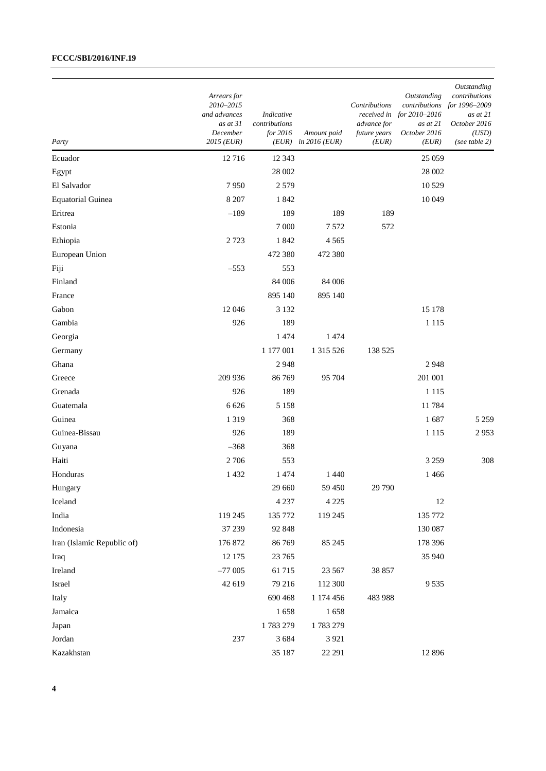| Party | Arrears for 2010–2015 and advances as at 31 December 2015 (EUR) | Indicative contributions for 2016 (EUR) | Amount paid in 2016 (EUR) | Contributions received in advance for future years (EUR) | Outstanding contributions for 2010–2016 as at 21 October 2016 (EUR) | Outstanding contributions for 1996–2009 as at 21 October 2016 (USD) (see table 2) |
|---|---|---|---|---|---|---|
| Ecuador | 12 716 | 12 343 | | | 25 059 | |
| Egypt | | 28 002 | | | 28 002 | |
| El Salvador | 7 950 | 2 579 | | | 10 529 | |
| Equatorial Guinea | 8 207 | 1 842 | | | 10 049 | |
| Eritrea | –189 | 189 | 189 | 189 | | |
| Estonia | | 7 000 | 7 572 | 572 | | |
| Ethiopia | 2 723 | 1 842 | 4 565 | | | |
| European Union | | 472 380 | 472 380 | | | |
| Fiji | –553 | 553 | | | | |
| Finland | | 84 006 | 84 006 | | | |
| France | | 895 140 | 895 140 | | | |
| Gabon | 12 046 | 3 132 | | | 15 178 | |
| Gambia | 926 | 189 | | | 1 115 | |
| Georgia | | 1 474 | 1 474 | | | |
| Germany | | 1 177 001 | 1 315 526 | 138 525 | | |
| Ghana | | 2 948 | | | 2 948 | |
| Greece | 209 936 | 86 769 | 95 704 | | 201 001 | |
| Grenada | 926 | 189 | | | 1 115 | |
| Guatemala | 6 626 | 5 158 | | | 11 784 | |
| Guinea | 1 319 | 368 | | | 1 687 | 5 259 |
| Guinea-Bissau | 926 | 189 | | | 1 115 | 2 953 |
| Guyana | –368 | 368 | | | | |
| Haiti | 2 706 | 553 | | | 3 259 | 308 |
| Honduras | 1 432 | 1 474 | 1 440 | | 1 466 | |
| Hungary | | 29 660 | 59 450 | 29 790 | | |
| Iceland | | 4 237 | 4 225 | | 12 | |
| India | 119 245 | 135 772 | 119 245 | | 135 772 | |
| Indonesia | 37 239 | 92 848 | | | 130 087 | |
| Iran (Islamic Republic of) | 176 872 | 86 769 | 85 245 | | 178 396 | |
| Iraq | 12 175 | 23 765 | | | 35 940 | |
| Ireland | –77 005 | 61 715 | 23 567 | 38 857 | | |
| Israel | 42 619 | 79 216 | 112 300 | | 9 535 | |
| Italy | | 690 468 | 1 174 456 | 483 988 | | |
| Jamaica | | 1 658 | 1 658 | | | |
| Japan | | 1 783 279 | 1 783 279 | | | |
| Jordan | 237 | 3 684 | 3 921 | | | |
| Kazakhstan | | 35 187 | 22 291 | | 12 896 | |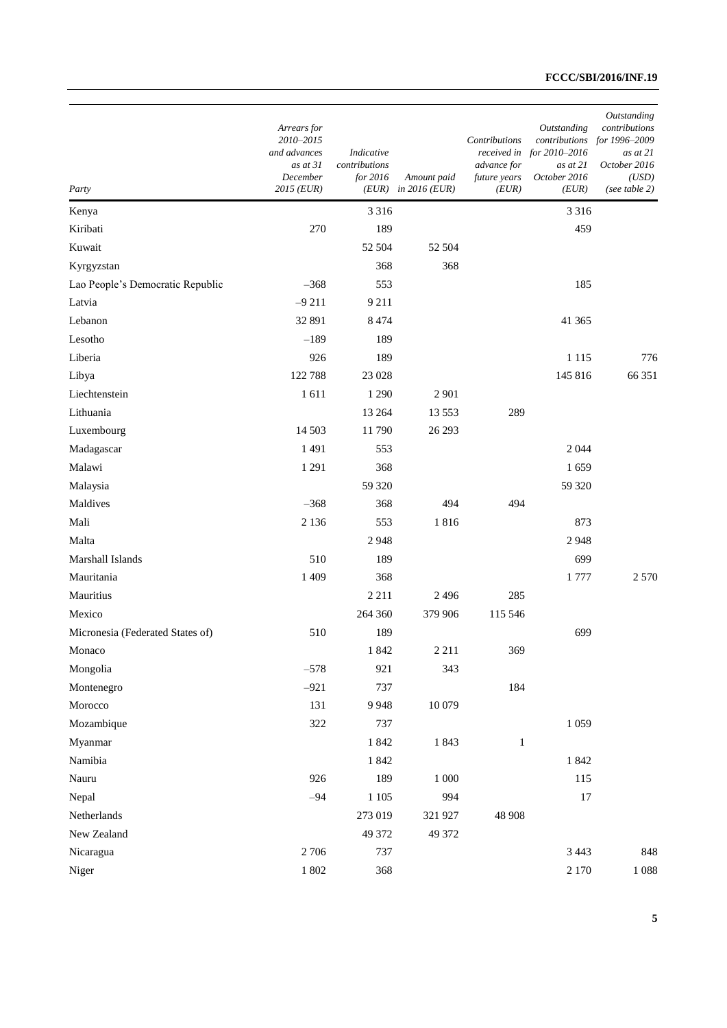| Party | Arrears for 2010–2015 and advances as at 31 December 2015 (EUR) | Indicative contributions for 2016 (EUR) | Amount paid in 2016 (EUR) | Contributions received in advance for future years (EUR) | Outstanding contributions for 2010–2016 as at 21 October 2016 (EUR) | Outstanding contributions for 1996–2009 as at 21 October 2016 (USD) (see table 2) |
|---|---|---|---|---|---|---|
| Kenya | | 3 316 | | | 3 316 | |
| Kiribati | 270 | 189 | | | 459 | |
| Kuwait | | 52 504 | 52 504 | | | |
| Kyrgyzstan | | 368 | 368 | | | |
| Lao People's Democratic Republic | –368 | 553 | | | 185 | |
| Latvia | –9 211 | 9 211 | | | | |
| Lebanon | 32 891 | 8 474 | | | 41 365 | |
| Lesotho | –189 | 189 | | | | |
| Liberia | 926 | 189 | | | 1 115 | 776 |
| Libya | 122 788 | 23 028 | | | 145 816 | 66 351 |
| Liechtenstein | 1 611 | 1 290 | 2 901 | | | |
| Lithuania | | 13 264 | 13 553 | 289 | | |
| Luxembourg | 14 503 | 11 790 | 26 293 | | | |
| Madagascar | 1 491 | 553 | | | 2 044 | |
| Malawi | 1 291 | 368 | | | 1 659 | |
| Malaysia | | 59 320 | | | 59 320 | |
| Maldives | –368 | 368 | 494 | 494 | | |
| Mali | 2 136 | 553 | 1 816 | | 873 | |
| Malta | | 2 948 | | | 2 948 | |
| Marshall Islands | 510 | 189 | | | 699 | |
| Mauritania | 1 409 | 368 | | | 1 777 | 2 570 |
| Mauritius | | 2 211 | 2 496 | 285 | | |
| Mexico | | 264 360 | 379 906 | 115 546 | | |
| Micronesia (Federated States of) | 510 | 189 | | | 699 | |
| Monaco | | 1 842 | 2 211 | 369 | | |
| Mongolia | –578 | 921 | 343 | | | |
| Montenegro | –921 | 737 | | 184 | | |
| Morocco | 131 | 9 948 | 10 079 | | | |
| Mozambique | 322 | 737 | | | 1 059 | |
| Myanmar | | 1 842 | 1 843 | 1 | | |
| Namibia | | 1 842 | | | 1 842 | |
| Nauru | 926 | 189 | 1 000 | | 115 | |
| Nepal | –94 | 1 105 | 994 | | 17 | |
| Netherlands | | 273 019 | 321 927 | 48 908 | | |
| New Zealand | | 49 372 | 49 372 | | | |
| Nicaragua | 2 706 | 737 | | | 3 443 | 848 |
| Niger | 1 802 | 368 | | | 2 170 | 1 088 |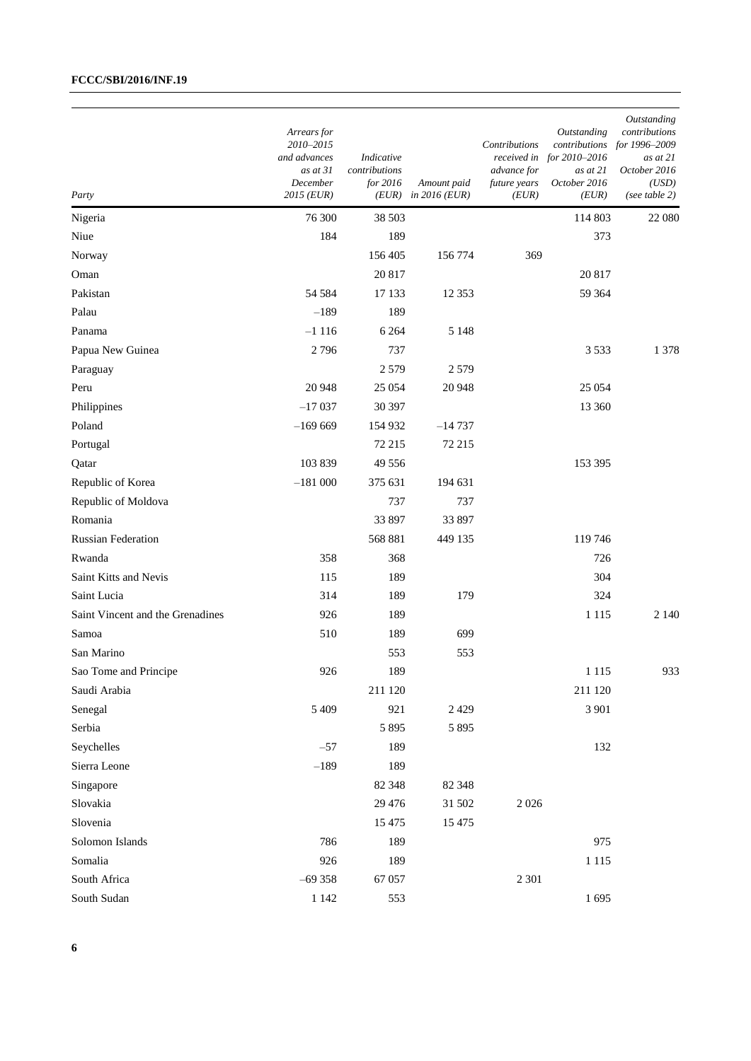| Party | Arrears for 2010–2015 and advances as at 31 December 2015 (EUR) | Indicative contributions for 2016 (EUR) | Amount paid in 2016 (EUR) | Contributions received in advance for future years (EUR) | Outstanding contributions for 2010–2016 as at 21 October 2016 (EUR) | Outstanding contributions for 1996–2009 as at 21 October 2016 (USD) (see table 2) |
|---|---|---|---|---|---|---|
| Nigeria | 76 300 | 38 503 | | | 114 803 | 22 080 |
| Niue | 184 | 189 | | | 373 | |
| Norway | | 156 405 | 156 774 | 369 | | |
| Oman | | 20 817 | | | 20 817 | |
| Pakistan | 54 584 | 17 133 | 12 353 | | 59 364 | |
| Palau | –189 | 189 | | | | |
| Panama | –1 116 | 6 264 | 5 148 | | | |
| Papua New Guinea | 2 796 | 737 | | | 3 533 | 1 378 |
| Paraguay | | 2 579 | 2 579 | | | |
| Peru | 20 948 | 25 054 | 20 948 | | 25 054 | |
| Philippines | –17 037 | 30 397 | | | 13 360 | |
| Poland | –169 669 | 154 932 | –14 737 | | | |
| Portugal | | 72 215 | 72 215 | | | |
| Qatar | 103 839 | 49 556 | | | 153 395 | |
| Republic of Korea | –181 000 | 375 631 | 194 631 | | | |
| Republic of Moldova | | 737 | 737 | | | |
| Romania | | 33 897 | 33 897 | | | |
| Russian Federation | | 568 881 | 449 135 | | 119 746 | |
| Rwanda | 358 | 368 | | | 726 | |
| Saint Kitts and Nevis | 115 | 189 | | | 304 | |
| Saint Lucia | 314 | 189 | 179 | | 324 | |
| Saint Vincent and the Grenadines | 926 | 189 | | | 1 115 | 2 140 |
| Samoa | 510 | 189 | 699 | | | |
| San Marino | | 553 | 553 | | | |
| Sao Tome and Principe | 926 | 189 | | | 1 115 | 933 |
| Saudi Arabia | | 211 120 | | | 211 120 | |
| Senegal | 5 409 | 921 | 2 429 | | 3 901 | |
| Serbia | | 5 895 | 5 895 | | | |
| Seychelles | –57 | 189 | | | 132 | |
| Sierra Leone | –189 | 189 | | | | |
| Singapore | | 82 348 | 82 348 | | | |
| Slovakia | | 29 476 | 31 502 | 2 026 | | |
| Slovenia | | 15 475 | 15 475 | | | |
| Solomon Islands | 786 | 189 | | | 975 | |
| Somalia | 926 | 189 | | | 1 115 | |
| South Africa | –69 358 | 67 057 | | 2 301 | | |
| South Sudan | 1 142 | 553 | | | 1 695 | |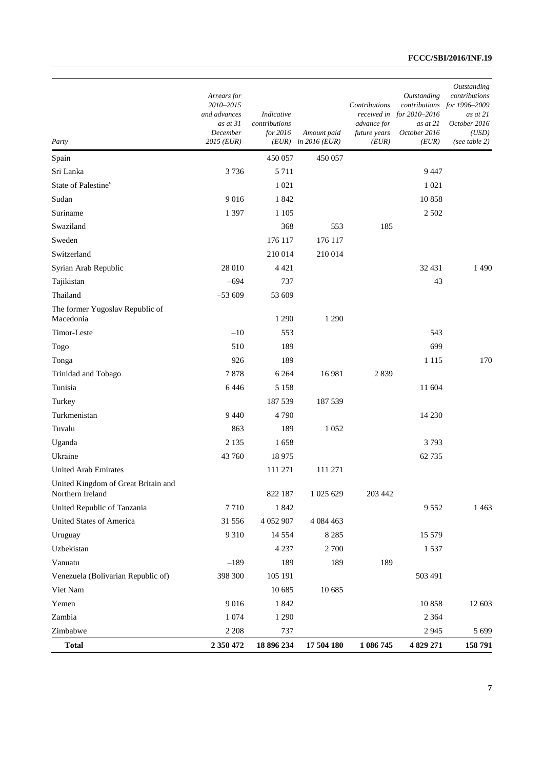| Party | Arrears for 2010–2015 and advances as at 31 December 2015 (EUR) | Indicative contributions for 2016 (EUR) | Amount paid in 2016 (EUR) | Contributions received in advance for future years (EUR) | Outstanding contributions for 2010–2016 as at 21 October 2016 (EUR) | Outstanding contributions for 1996–2009 as at 21 October 2016 (USD) (see table 2) |
|---|---|---|---|---|---|---|
| Spain | | 450 057 | 450 057 | | | |
| Sri Lanka | 3 736 | 5 711 | | | 9 447 | |
| State of Palestine[a] | | 1 021 | | | 1 021 | |
| Sudan | 9 016 | 1 842 | | | 10 858 | |
| Suriname | 1 397 | 1 105 | | | 2 502 | |
| Swaziland | | 368 | 553 | 185 | | |
| Sweden | | 176 117 | 176 117 | | | |
| Switzerland | | 210 014 | 210 014 | | | |
| Syrian Arab Republic | 28 010 | 4 421 | | | 32 431 | 1 490 |
| Tajikistan | –694 | 737 | | | 43 | |
| Thailand | –53 609 | 53 609 | | | | |
| The former Yugoslav Republic of Macedonia | | 1 290 | 1 290 | | | |
| Timor-Leste | –10 | 553 | | | 543 | |
| Togo | 510 | 189 | | | 699 | |
| Tonga | 926 | 189 | | | 1 115 | 170 |
| Trinidad and Tobago | 7 878 | 6 264 | 16 981 | 2 839 | | |
| Tunisia | 6 446 | 5 158 | | | 11 604 | |
| Turkey | | 187 539 | 187 539 | | | |
| Turkmenistan | 9 440 | 4 790 | | | 14 230 | |
| Tuvalu | 863 | 189 | 1 052 | | | |
| Uganda | 2 135 | 1 658 | | | 3 793 | |
| Ukraine | 43 760 | 18 975 | | | 62 735 | |
| United Arab Emirates | | 111 271 | 111 271 | | | |
| United Kingdom of Great Britain and Northern Ireland | | 822 187 | 1 025 629 | 203 442 | | |
| United Republic of Tanzania | 7 710 | 1 842 | | | 9 552 | 1 463 |
| United States of America | 31 556 | 4 052 907 | 4 084 463 | | | |
| Uruguay | 9 310 | 14 554 | 8 285 | | 15 579 | |
| Uzbekistan | | 4 237 | 2 700 | | 1 537 | |
| Vanuatu | –189 | 189 | 189 | 189 | | |
| Venezuela (Bolivarian Republic of) | 398 300 | 105 191 | | | 503 491 | |
| Viet Nam | | 10 685 | 10 685 | | | |
| Yemen | 9 016 | 1 842 | | | 10 858 | 12 603 |
| Zambia | 1 074 | 1 290 | | | 2 364 | |
| Zimbabwe | 2 208 | 737 | | | 2 945 | 5 699 |
| **Total** | **2 350 472** | **18 896 234** | **17 504 180** | **1 086 745** | **4 829 271** | **158 791** |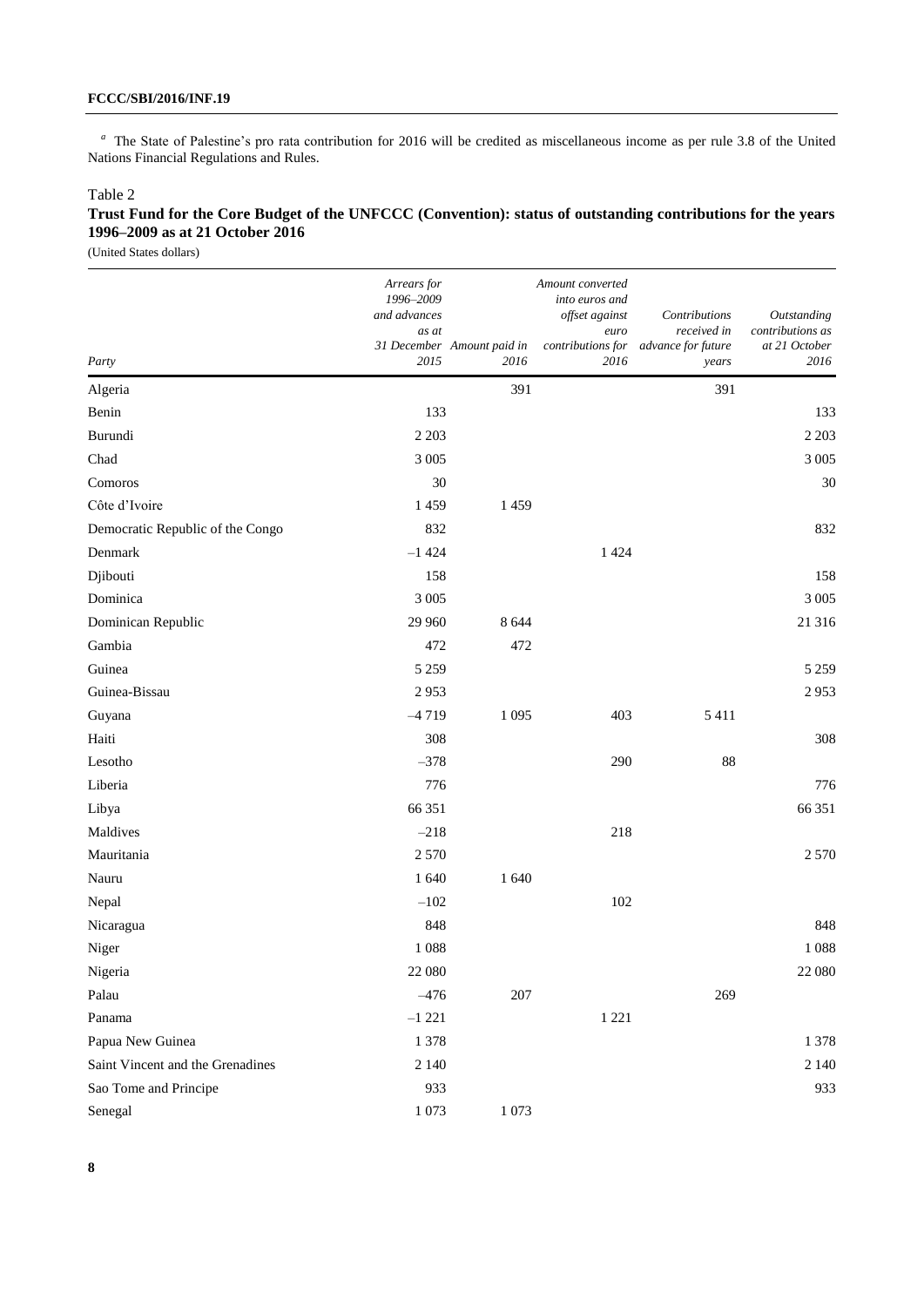[a] The State of Palestine's pro rata contribution for 2016 will be credited as miscellaneous income as per rule 3.8 of the United Nations Financial Regulations and Rules.

Table 2
**Trust Fund for the Core Budget of the UNFCCC (Convention): status of outstanding contributions for the years 1996–2009 as at 21 October 2016**
(United States dollars)

| *Party* | *Arrears for 1996–2009 and advances as at 31 December 2015* | *Amount paid in 2016* | *Amount converted into euros and offset against euro contributions for 2016* | *Contributions received in advance for future years* | *Outstanding contributions as at 21 October 2016* |
|---|---|---|---|---|---|
| Algeria | | 391 | | 391 | |
| Benin | 133 | | | | 133 |
| Burundi | 2 203 | | | | 2 203 |
| Chad | 3 005 | | | | 3 005 |
| Comoros | 30 | | | | 30 |
| Côte d'Ivoire | 1 459 | 1 459 | | | |
| Democratic Republic of the Congo | 832 | | | | 832 |
| Denmark | –1 424 | | 1 424 | | |
| Djibouti | 158 | | | | 158 |
| Dominica | 3 005 | | | | 3 005 |
| Dominican Republic | 29 960 | 8 644 | | | 21 316 |
| Gambia | 472 | 472 | | | |
| Guinea | 5 259 | | | | 5 259 |
| Guinea-Bissau | 2 953 | | | | 2 953 |
| Guyana | –4 719 | 1 095 | 403 | 5 411 | |
| Haiti | 308 | | | | 308 |
| Lesotho | –378 | | 290 | 88 | |
| Liberia | 776 | | | | 776 |
| Libya | 66 351 | | | | 66 351 |
| Maldives | –218 | | 218 | | |
| Mauritania | 2 570 | | | | 2 570 |
| Nauru | 1 640 | 1 640 | | | |
| Nepal | –102 | | 102 | | |
| Nicaragua | 848 | | | | 848 |
| Niger | 1 088 | | | | 1 088 |
| Nigeria | 22 080 | | | | 22 080 |
| Palau | –476 | 207 | | 269 | |
| Panama | –1 221 | | 1 221 | | |
| Papua New Guinea | 1 378 | | | | 1 378 |
| Saint Vincent and the Grenadines | 2 140 | | | | 2 140 |
| Sao Tome and Principe | 933 | | | | 933 |
| Senegal | 1 073 | 1 073 | | | |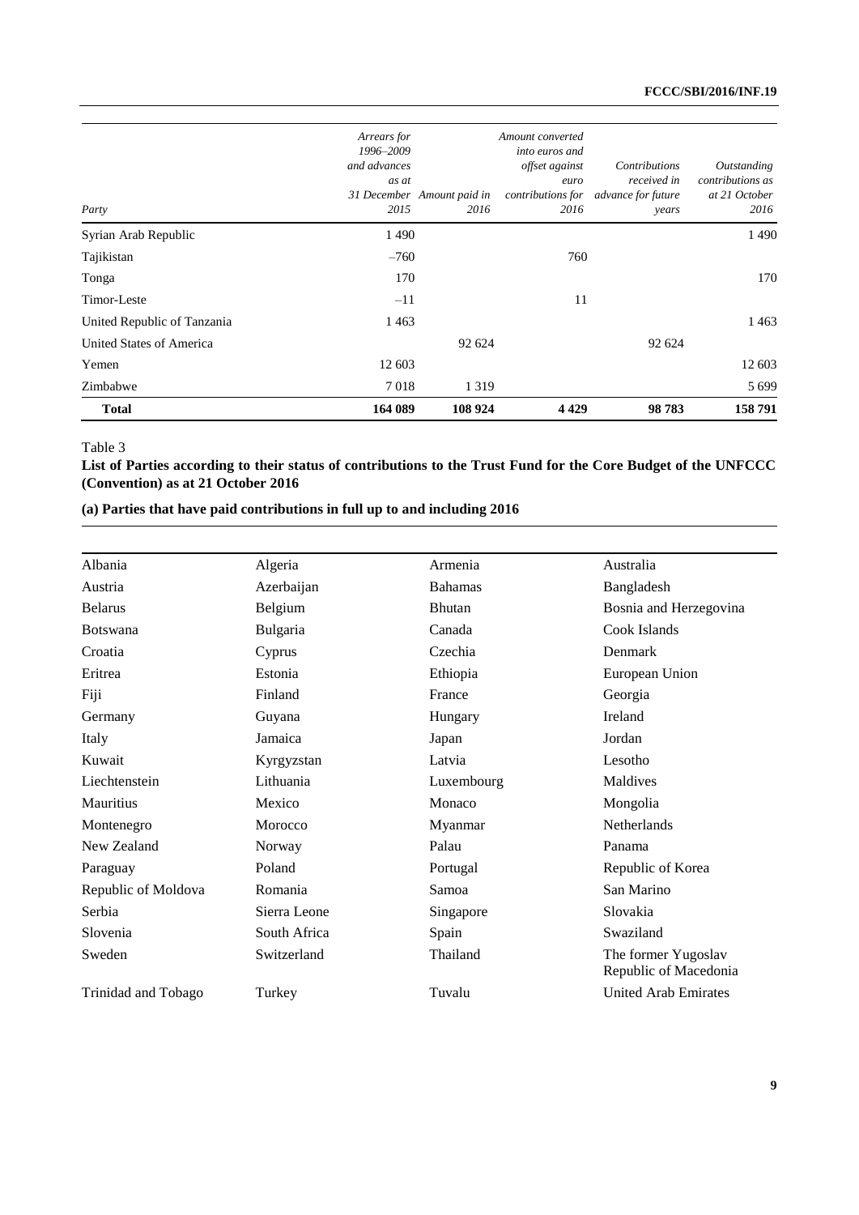| Party | Arrears for 1996–2009 and advances as at 31 December 2015 | Amount paid in 2016 | Amount converted into euros and offset against euro contributions for 2016 | Contributions received in advance for future years | Outstanding contributions as at 21 October 2016 |
|---|---|---|---|---|---|
| Syrian Arab Republic | 1 490 | | | | 1 490 |
| Tajikistan | –760 | | 760 | | |
| Tonga | 170 | | | | 170 |
| Timor-Leste | –11 | | 11 | | |
| United Republic of Tanzania | 1 463 | | | | 1 463 |
| United States of America | | 92 624 | | 92 624 | |
| Yemen | 12 603 | | | | 12 603 |
| Zimbabwe | 7 018 | 1 319 | | | 5 699 |
| **Total** | **164 089** | **108 924** | **4 429** | **98 783** | **158 791** |

Table 3

**List of Parties according to their status of contributions to the Trust Fund for the Core Budget of the UNFCCC (Convention) as at 21 October 2016**

**(a) Parties that have paid contributions in full up to and including 2016**

| | | | |
|---|---|---|---|
| Albania | Algeria | Armenia | Australia |
| Austria | Azerbaijan | Bahamas | Bangladesh |
| Belarus | Belgium | Bhutan | Bosnia and Herzegovina |
| Botswana | Bulgaria | Canada | Cook Islands |
| Croatia | Cyprus | Czechia | Denmark |
| Eritrea | Estonia | Ethiopia | European Union |
| Fiji | Finland | France | Georgia |
| Germany | Guyana | Hungary | Ireland |
| Italy | Jamaica | Japan | Jordan |
| Kuwait | Kyrgyzstan | Latvia | Lesotho |
| Liechtenstein | Lithuania | Luxembourg | Maldives |
| Mauritius | Mexico | Monaco | Mongolia |
| Montenegro | Morocco | Myanmar | Netherlands |
| New Zealand | Norway | Palau | Panama |
| Paraguay | Poland | Portugal | Republic of Korea |
| Republic of Moldova | Romania | Samoa | San Marino |
| Serbia | Sierra Leone | Singapore | Slovakia |
| Slovenia | South Africa | Spain | Swaziland |
| Sweden | Switzerland | Thailand | The former Yugoslav Republic of Macedonia |
| Trinidad and Tobago | Turkey | Tuvalu | United Arab Emirates |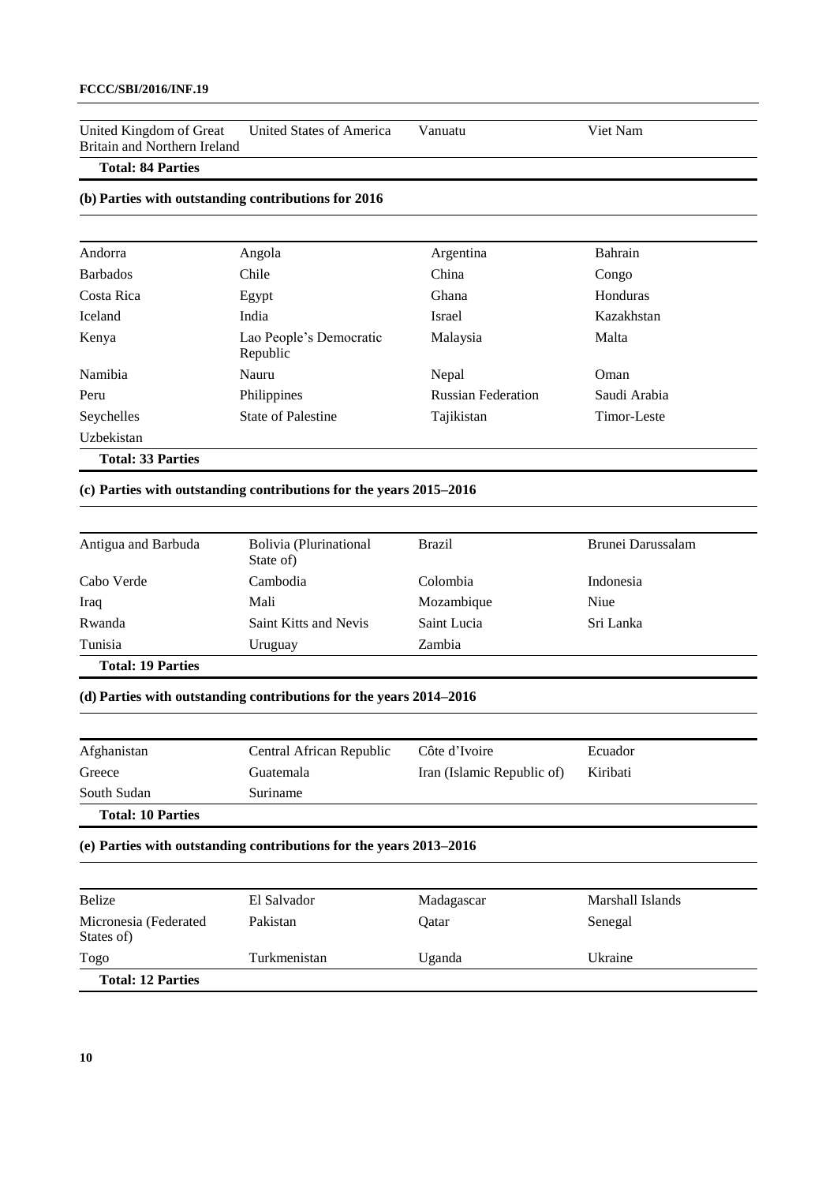| | | | |
|---|---|---|---|
| United Kingdom of Great Britain and Northern Ireland | United States of America | Vanuatu | Viet Nam |
| **Total: 84 Parties** | | | |

**(b) Parties with outstanding contributions for 2016**

| | | | |
|---|---|---|---|
| Andorra | Angola | Argentina | Bahrain |
| Barbados | Chile | China | Congo |
| Costa Rica | Egypt | Ghana | Honduras |
| Iceland | India | Israel | Kazakhstan |
| Kenya | Lao People's Democratic Republic | Malaysia | Malta |
| Namibia | Nauru | Nepal | Oman |
| Peru | Philippines | Russian Federation | Saudi Arabia |
| Seychelles | State of Palestine | Tajikistan | Timor-Leste |
| Uzbekistan | | | |
| **Total: 33 Parties** | | | |

**(c) Parties with outstanding contributions for the years 2015–2016**

| | | | |
|---|---|---|---|
| Antigua and Barbuda | Bolivia (Plurinational State of) | Brazil | Brunei Darussalam |
| Cabo Verde | Cambodia | Colombia | Indonesia |
| Iraq | Mali | Mozambique | Niue |
| Rwanda | Saint Kitts and Nevis | Saint Lucia | Sri Lanka |
| Tunisia | Uruguay | Zambia | |
| **Total: 19 Parties** | | | |

**(d) Parties with outstanding contributions for the years 2014–2016**

| | | | |
|---|---|---|---|
| Afghanistan | Central African Republic | Côte d'Ivoire | Ecuador |
| Greece | Guatemala | Iran (Islamic Republic of) | Kiribati |
| South Sudan | Suriname | | |
| **Total: 10 Parties** | | | |

**(e) Parties with outstanding contributions for the years 2013–2016**

| | | | |
|---|---|---|---|
| Belize | El Salvador | Madagascar | Marshall Islands |
| Micronesia (Federated States of) | Pakistan | Qatar | Senegal |
| Togo | Turkmenistan | Uganda | Ukraine |
| **Total: 12 Parties** | | | |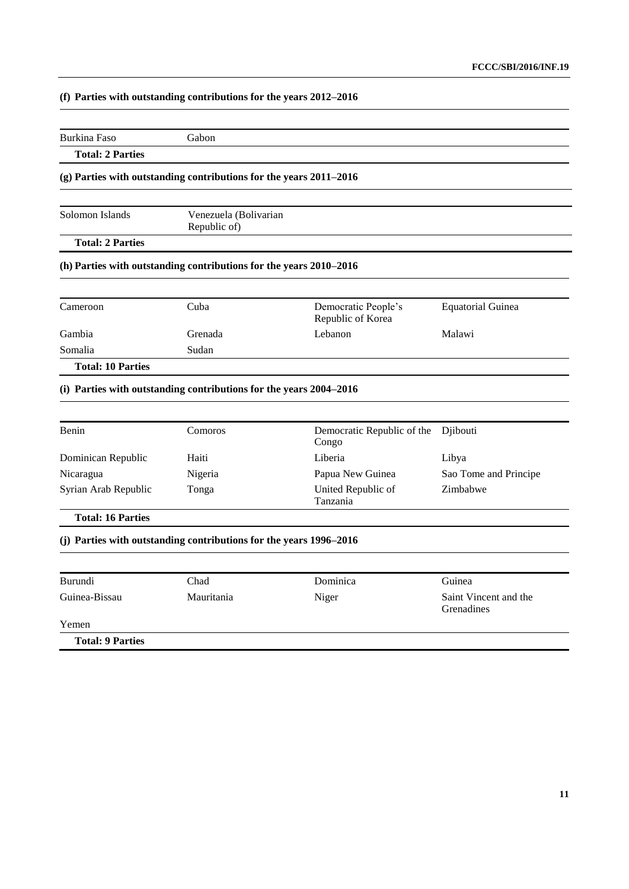### (f) Parties with outstanding contributions for the years 2012–2016

| | | | |
|---|---|---|---|
| Burkina Faso | Gabon | | |
| **Total: 2 Parties** | | | |

### (g) Parties with outstanding contributions for the years 2011–2016

| | | | |
|---|---|---|---|
| Solomon Islands | Venezuela (Bolivarian Republic of) | | |
| **Total: 2 Parties** | | | |

### (h) Parties with outstanding contributions for the years 2010–2016

| | | | |
|---|---|---|---|
| Cameroon | Cuba | Democratic People's Republic of Korea | Equatorial Guinea |
| Gambia | Grenada | Lebanon | Malawi |
| Somalia | Sudan | | |
| **Total: 10 Parties** | | | |

### (i) Parties with outstanding contributions for the years 2004–2016

| | | | |
|---|---|---|---|
| Benin | Comoros | Democratic Republic of the Congo | Djibouti |
| Dominican Republic | Haiti | Liberia | Libya |
| Nicaragua | Nigeria | Papua New Guinea | Sao Tome and Principe |
| Syrian Arab Republic | Tonga | United Republic of Tanzania | Zimbabwe |
| **Total: 16 Parties** | | | |

### (j) Parties with outstanding contributions for the years 1996–2016

| | | | |
|---|---|---|---|
| Burundi | Chad | Dominica | Guinea |
| Guinea-Bissau | Mauritania | Niger | Saint Vincent and the Grenadines |
| Yemen | | | |
| **Total: 9 Parties** | | | |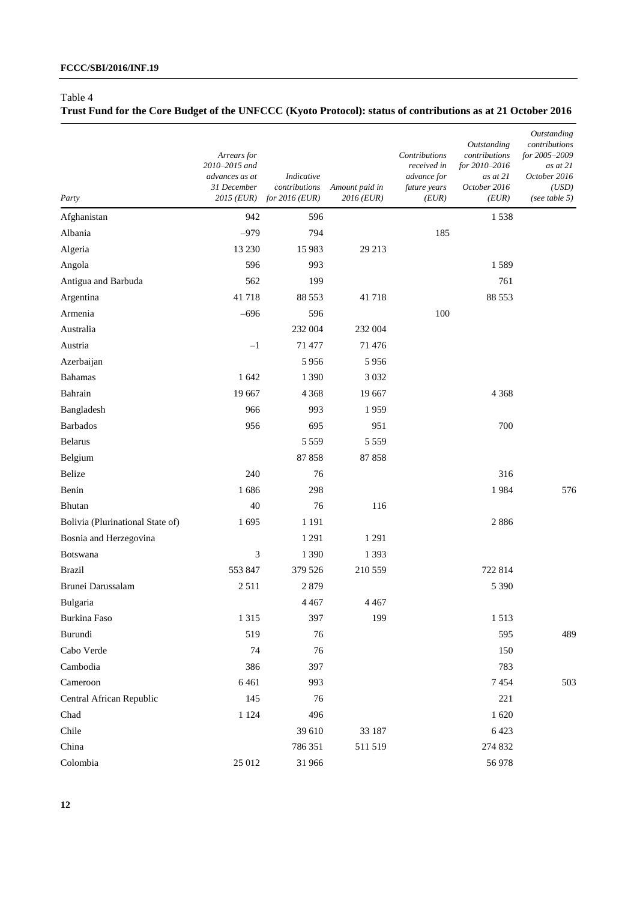Table 4

**Trust Fund for the Core Budget of the UNFCCC (Kyoto Protocol): status of contributions as at 21 October 2016**

| Party | *Arrears for 2010–2015 and advances as at 31 December 2015 (EUR)* | *Indicative contributions for 2016 (EUR)* | *Amount paid in 2016 (EUR)* | *Contributions received in advance for future years (EUR)* | *Outstanding contributions for 2010–2016 as at 21 October 2016 (EUR)* | *Outstanding contributions for 2005–2009 as at 21 October 2016 (USD) (see table 5)* |
|---|---|---|---|---|---|---|
| Afghanistan | 942 | 596 | | | 1 538 | |
| Albania | –979 | 794 | | 185 | | |
| Algeria | 13 230 | 15 983 | 29 213 | | | |
| Angola | 596 | 993 | | | 1 589 | |
| Antigua and Barbuda | 562 | 199 | | | 761 | |
| Argentina | 41 718 | 88 553 | 41 718 | | 88 553 | |
| Armenia | –696 | 596 | | 100 | | |
| Australia | | 232 004 | 232 004 | | | |
| Austria | –1 | 71 477 | 71 476 | | | |
| Azerbaijan | | 5 956 | 5 956 | | | |
| Bahamas | 1 642 | 1 390 | 3 032 | | | |
| Bahrain | 19 667 | 4 368 | 19 667 | | 4 368 | |
| Bangladesh | 966 | 993 | 1 959 | | | |
| Barbados | 956 | 695 | 951 | | 700 | |
| Belarus | | 5 559 | 5 559 | | | |
| Belgium | | 87 858 | 87 858 | | | |
| Belize | 240 | 76 | | | 316 | |
| Benin | 1 686 | 298 | | | 1 984 | 576 |
| Bhutan | 40 | 76 | 116 | | | |
| Bolivia (Plurinational State of) | 1 695 | 1 191 | | | 2 886 | |
| Bosnia and Herzegovina | | 1 291 | 1 291 | | | |
| Botswana | 3 | 1 390 | 1 393 | | | |
| Brazil | 553 847 | 379 526 | 210 559 | | 722 814 | |
| Brunei Darussalam | 2 511 | 2 879 | | | 5 390 | |
| Bulgaria | | 4 467 | 4 467 | | | |
| Burkina Faso | 1 315 | 397 | 199 | | 1 513 | |
| Burundi | 519 | 76 | | | 595 | 489 |
| Cabo Verde | 74 | 76 | | | 150 | |
| Cambodia | 386 | 397 | | | 783 | |
| Cameroon | 6 461 | 993 | | | 7 454 | 503 |
| Central African Republic | 145 | 76 | | | 221 | |
| Chad | 1 124 | 496 | | | 1 620 | |
| Chile | | 39 610 | 33 187 | | 6 423 | |
| China | | 786 351 | 511 519 | | 274 832 | |
| Colombia | 25 012 | 31 966 | | | 56 978 | |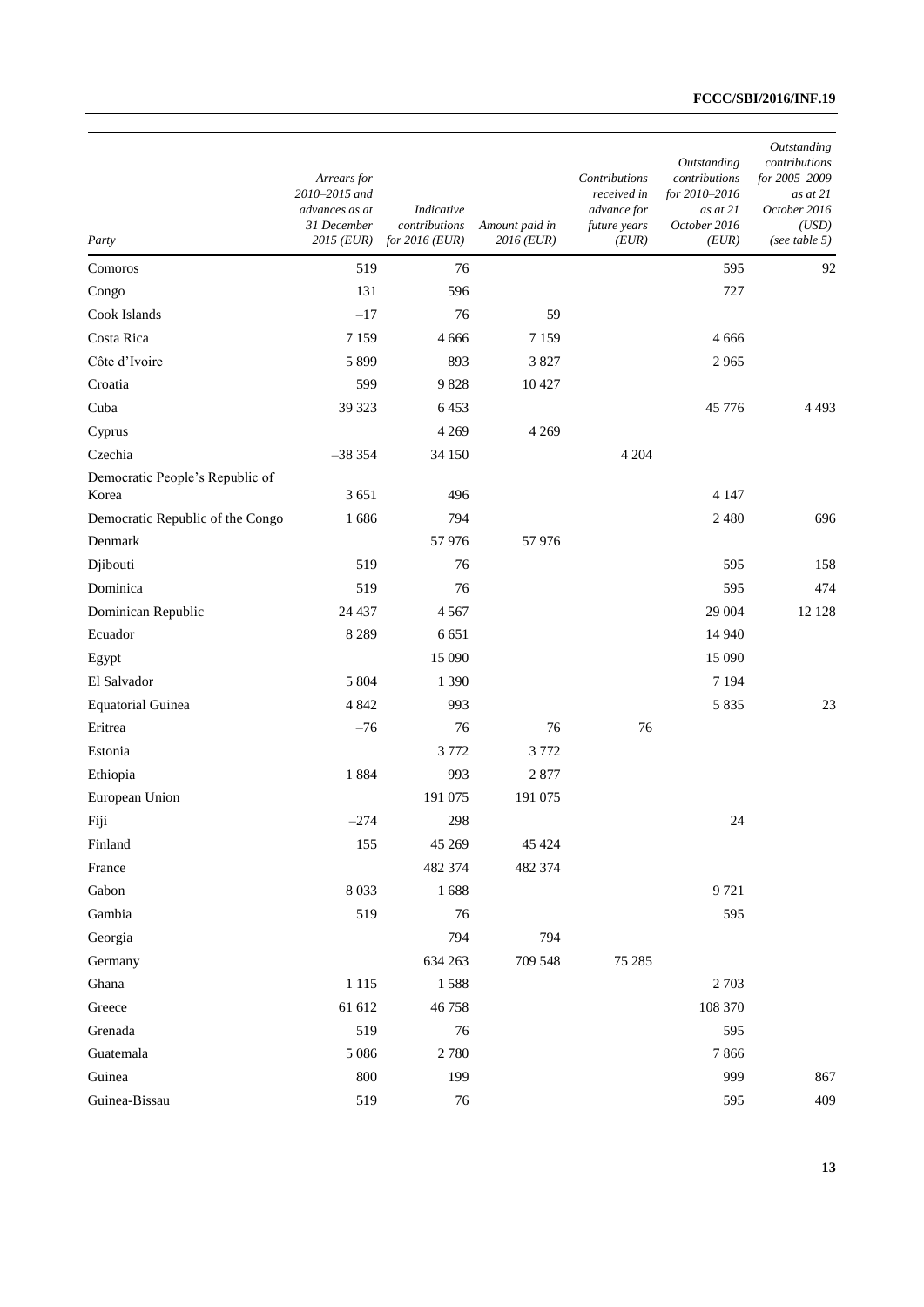| Party | Arrears for 2010–2015 and advances as at 31 December 2015 (EUR) | Indicative contributions for 2016 (EUR) | Amount paid in 2016 (EUR) | Contributions received in advance for future years (EUR) | Outstanding contributions for 2010–2016 as at 21 October 2016 (EUR) | Outstanding contributions for 2005–2009 as at 21 October 2016 (USD) (see table 5) |
|---|---|---|---|---|---|---|
| Comoros | 519 | 76 | | | 595 | 92 |
| Congo | 131 | 596 | | | 727 | |
| Cook Islands | –17 | 76 | 59 | | | |
| Costa Rica | 7 159 | 4 666 | 7 159 | | 4 666 | |
| Côte d'Ivoire | 5 899 | 893 | 3 827 | | 2 965 | |
| Croatia | 599 | 9 828 | 10 427 | | | |
| Cuba | 39 323 | 6 453 | | | 45 776 | 4 493 |
| Cyprus | | 4 269 | 4 269 | | | |
| Czechia | –38 354 | 34 150 | | 4 204 | | |
| Democratic People's Republic of Korea | 3 651 | 496 | | | 4 147 | |
| Democratic Republic of the Congo | 1 686 | 794 | | | 2 480 | 696 |
| Denmark | | 57 976 | 57 976 | | | |
| Djibouti | 519 | 76 | | | 595 | 158 |
| Dominica | 519 | 76 | | | 595 | 474 |
| Dominican Republic | 24 437 | 4 567 | | | 29 004 | 12 128 |
| Ecuador | 8 289 | 6 651 | | | 14 940 | |
| Egypt | | 15 090 | | | 15 090 | |
| El Salvador | 5 804 | 1 390 | | | 7 194 | |
| Equatorial Guinea | 4 842 | 993 | | | 5 835 | 23 |
| Eritrea | –76 | 76 | 76 | 76 | | |
| Estonia | | 3 772 | 3 772 | | | |
| Ethiopia | 1 884 | 993 | 2 877 | | | |
| European Union | | 191 075 | 191 075 | | | |
| Fiji | –274 | 298 | | | 24 | |
| Finland | 155 | 45 269 | 45 424 | | | |
| France | | 482 374 | 482 374 | | | |
| Gabon | 8 033 | 1 688 | | | 9 721 | |
| Gambia | 519 | 76 | | | 595 | |
| Georgia | | 794 | 794 | | | |
| Germany | | 634 263 | 709 548 | 75 285 | | |
| Ghana | 1 115 | 1 588 | | | 2 703 | |
| Greece | 61 612 | 46 758 | | | 108 370 | |
| Grenada | 519 | 76 | | | 595 | |
| Guatemala | 5 086 | 2 780 | | | 7 866 | |
| Guinea | 800 | 199 | | | 999 | 867 |
| Guinea-Bissau | 519 | 76 | | | 595 | 409 |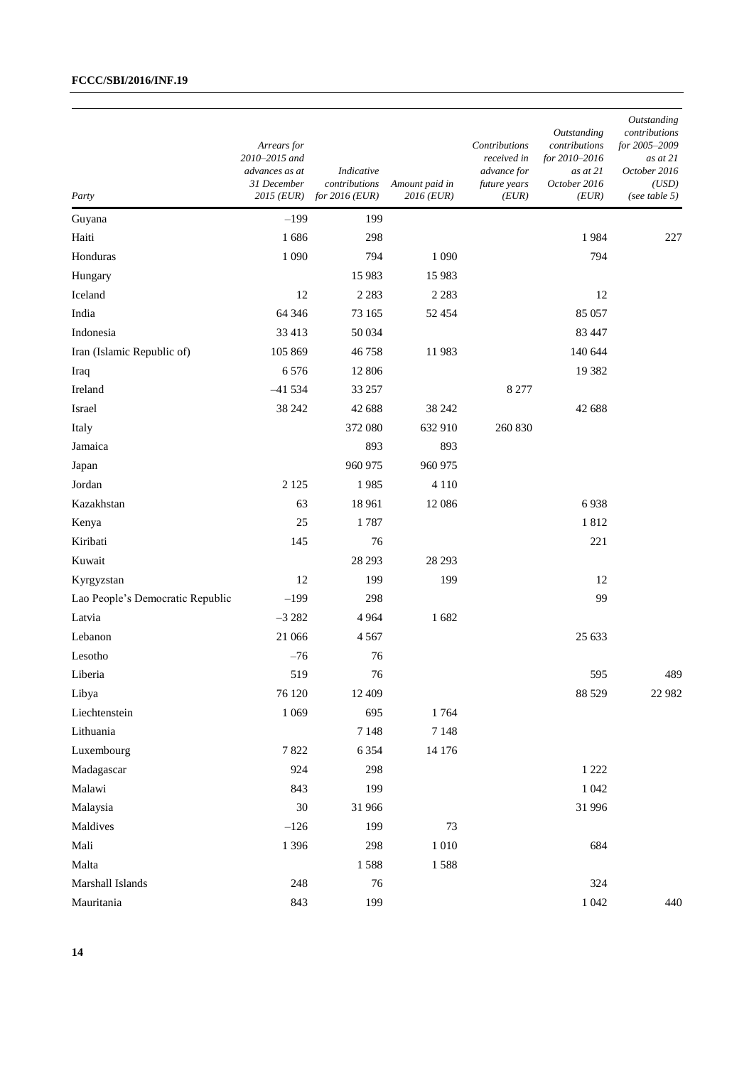| Party | Arrears for 2010–2015 and advances as at 31 December 2015 (EUR) | Indicative contributions for 2016 (EUR) | Amount paid in 2016 (EUR) | Contributions received in advance for future years (EUR) | Outstanding contributions for 2010–2016 as at 21 October 2016 (EUR) | Outstanding contributions for 2005–2009 as at 21 October 2016 (USD) (see table 5) |
|---|---|---|---|---|---|---|
| Guyana | –199 | 199 | | | | |
| Haiti | 1 686 | 298 | | | 1 984 | 227 |
| Honduras | 1 090 | 794 | 1 090 | | 794 | |
| Hungary | | 15 983 | 15 983 | | | |
| Iceland | 12 | 2 283 | 2 283 | | 12 | |
| India | 64 346 | 73 165 | 52 454 | | 85 057 | |
| Indonesia | 33 413 | 50 034 | | | 83 447 | |
| Iran (Islamic Republic of) | 105 869 | 46 758 | 11 983 | | 140 644 | |
| Iraq | 6 576 | 12 806 | | | 19 382 | |
| Ireland | –41 534 | 33 257 | | 8 277 | | |
| Israel | 38 242 | 42 688 | 38 242 | | 42 688 | |
| Italy | | 372 080 | 632 910 | 260 830 | | |
| Jamaica | | 893 | 893 | | | |
| Japan | | 960 975 | 960 975 | | | |
| Jordan | 2 125 | 1 985 | 4 110 | | | |
| Kazakhstan | 63 | 18 961 | 12 086 | | 6 938 | |
| Kenya | 25 | 1 787 | | | 1 812 | |
| Kiribati | 145 | 76 | | | 221 | |
| Kuwait | | 28 293 | 28 293 | | | |
| Kyrgyzstan | 12 | 199 | 199 | | 12 | |
| Lao People's Democratic Republic | –199 | 298 | | | 99 | |
| Latvia | –3 282 | 4 964 | 1 682 | | | |
| Lebanon | 21 066 | 4 567 | | | 25 633 | |
| Lesotho | –76 | 76 | | | | |
| Liberia | 519 | 76 | | | 595 | 489 |
| Libya | 76 120 | 12 409 | | | 88 529 | 22 982 |
| Liechtenstein | 1 069 | 695 | 1 764 | | | |
| Lithuania | | 7 148 | 7 148 | | | |
| Luxembourg | 7 822 | 6 354 | 14 176 | | | |
| Madagascar | 924 | 298 | | | 1 222 | |
| Malawi | 843 | 199 | | | 1 042 | |
| Malaysia | 30 | 31 966 | | | 31 996 | |
| Maldives | –126 | 199 | 73 | | | |
| Mali | 1 396 | 298 | 1 010 | | 684 | |
| Malta | | 1 588 | 1 588 | | | |
| Marshall Islands | 248 | 76 | | | 324 | |
| Mauritania | 843 | 199 | | | 1 042 | 440 |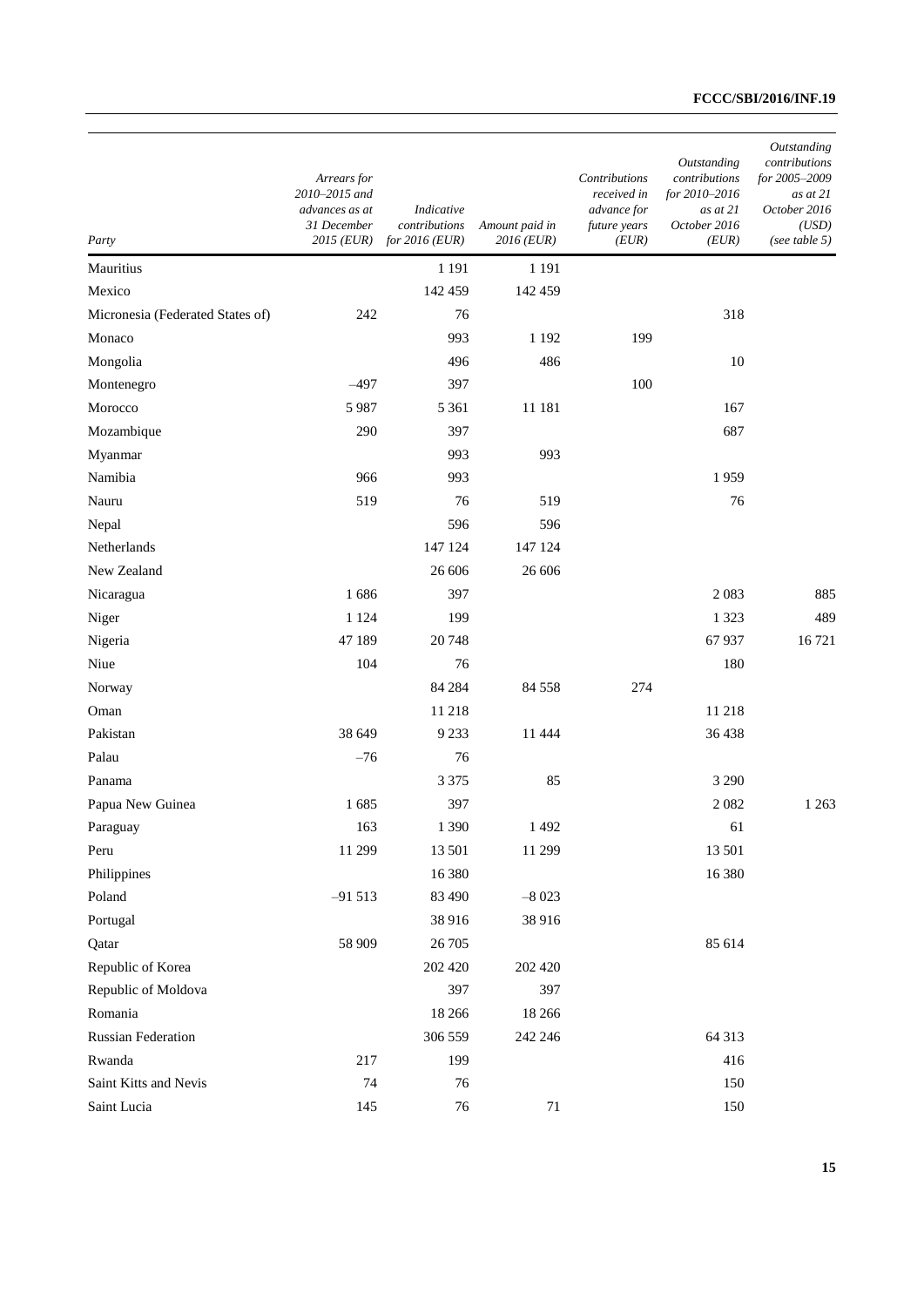| Party | *Arrears for 2010–2015 and advances as at 31 December 2015 (EUR)* | *Indicative contributions for 2016 (EUR)* | *Amount paid in 2016 (EUR)* | *Contributions received in advance for future years (EUR)* | *Outstanding contributions for 2010–2016 as at 21 October 2016 (EUR)* | *Outstanding contributions for 2005–2009 as at 21 October 2016 (USD) (see table 5)* |
|---|---|---|---|---|---|---|
| Mauritius | | 1 191 | 1 191 | | | |
| Mexico | | 142 459 | 142 459 | | | |
| Micronesia (Federated States of) | 242 | 76 | | | 318 | |
| Monaco | | 993 | 1 192 | 199 | | |
| Mongolia | | 496 | 486 | | 10 | |
| Montenegro | –497 | 397 | | 100 | | |
| Morocco | 5 987 | 5 361 | 11 181 | | 167 | |
| Mozambique | 290 | 397 | | | 687 | |
| Myanmar | | 993 | 993 | | | |
| Namibia | 966 | 993 | | | 1 959 | |
| Nauru | 519 | 76 | 519 | | 76 | |
| Nepal | | 596 | 596 | | | |
| Netherlands | | 147 124 | 147 124 | | | |
| New Zealand | | 26 606 | 26 606 | | | |
| Nicaragua | 1 686 | 397 | | | 2 083 | 885 |
| Niger | 1 124 | 199 | | | 1 323 | 489 |
| Nigeria | 47 189 | 20 748 | | | 67 937 | 16 721 |
| Niue | 104 | 76 | | | 180 | |
| Norway | | 84 284 | 84 558 | 274 | | |
| Oman | | 11 218 | | | 11 218 | |
| Pakistan | 38 649 | 9 233 | 11 444 | | 36 438 | |
| Palau | –76 | 76 | | | | |
| Panama | | 3 375 | 85 | | 3 290 | |
| Papua New Guinea | 1 685 | 397 | | | 2 082 | 1 263 |
| Paraguay | 163 | 1 390 | 1 492 | | 61 | |
| Peru | 11 299 | 13 501 | 11 299 | | 13 501 | |
| Philippines | | 16 380 | | | 16 380 | |
| Poland | –91 513 | 83 490 | –8 023 | | | |
| Portugal | | 38 916 | 38 916 | | | |
| Qatar | 58 909 | 26 705 | | | 85 614 | |
| Republic of Korea | | 202 420 | 202 420 | | | |
| Republic of Moldova | | 397 | 397 | | | |
| Romania | | 18 266 | 18 266 | | | |
| Russian Federation | | 306 559 | 242 246 | | 64 313 | |
| Rwanda | 217 | 199 | | | 416 | |
| Saint Kitts and Nevis | 74 | 76 | | | 150 | |
| Saint Lucia | 145 | 76 | 71 | | 150 | |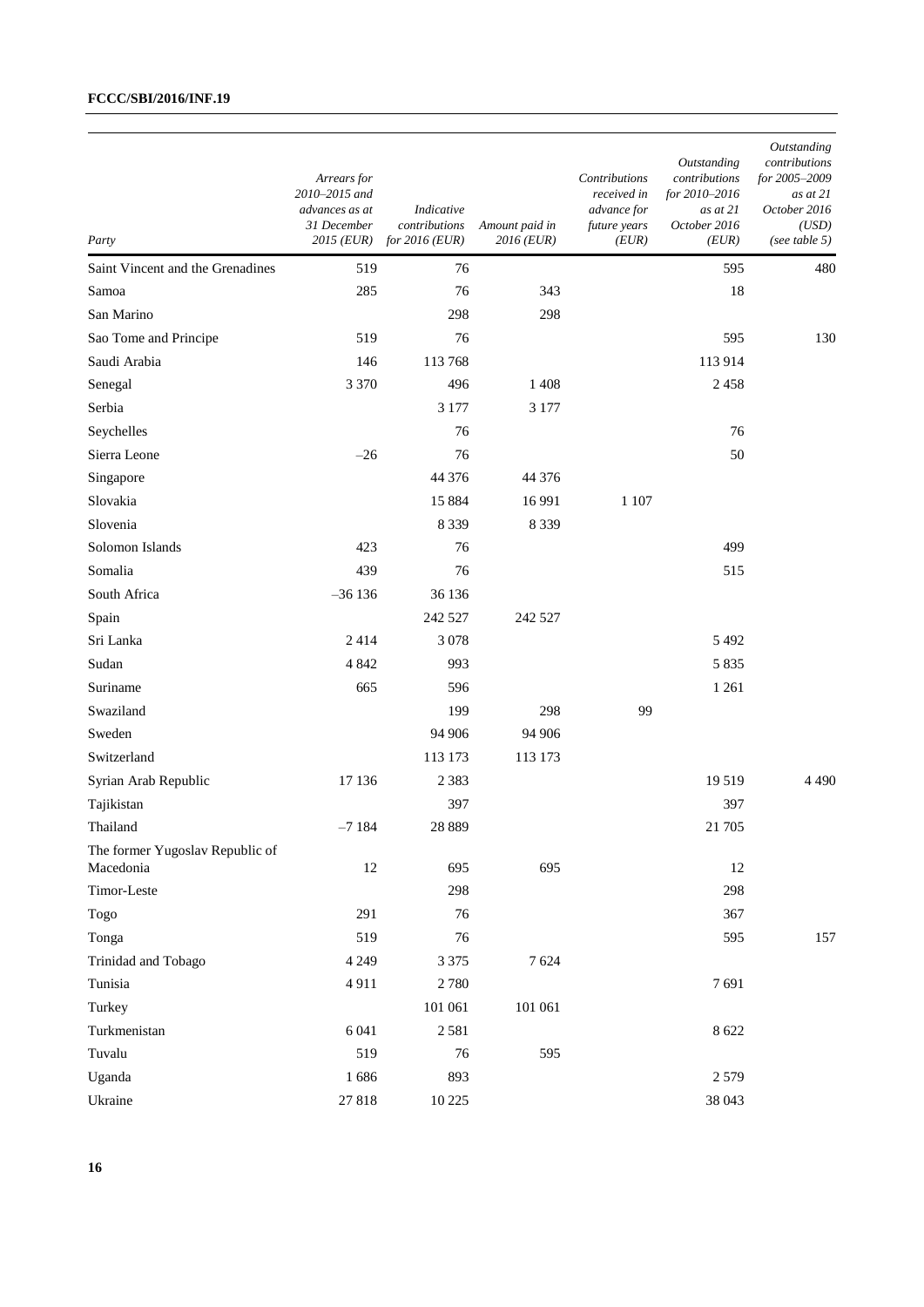| Party | Arrears for 2010–2015 and advances as at 31 December 2015 (EUR) | Indicative contributions for 2016 (EUR) | Amount paid in 2016 (EUR) | Contributions received in advance for future years (EUR) | Outstanding contributions for 2010–2016 as at 21 October 2016 (EUR) | Outstanding contributions for 2005–2009 as at 21 October 2016 (USD) (see table 5) |
|---|---|---|---|---|---|---|
| Saint Vincent and the Grenadines | 519 | 76 | | | 595 | 480 |
| Samoa | 285 | 76 | 343 | | 18 | |
| San Marino | | 298 | 298 | | | |
| Sao Tome and Principe | 519 | 76 | | | 595 | 130 |
| Saudi Arabia | 146 | 113 768 | | | 113 914 | |
| Senegal | 3 370 | 496 | 1 408 | | 2 458 | |
| Serbia | | 3 177 | 3 177 | | | |
| Seychelles | | 76 | | | 76 | |
| Sierra Leone | –26 | 76 | | | 50 | |
| Singapore | | 44 376 | 44 376 | | | |
| Slovakia | | 15 884 | 16 991 | 1 107 | | |
| Slovenia | | 8 339 | 8 339 | | | |
| Solomon Islands | 423 | 76 | | | 499 | |
| Somalia | 439 | 76 | | | 515 | |
| South Africa | –36 136 | 36 136 | | | | |
| Spain | | 242 527 | 242 527 | | | |
| Sri Lanka | 2 414 | 3 078 | | | 5 492 | |
| Sudan | 4 842 | 993 | | | 5 835 | |
| Suriname | 665 | 596 | | | 1 261 | |
| Swaziland | | 199 | 298 | 99 | | |
| Sweden | | 94 906 | 94 906 | | | |
| Switzerland | | 113 173 | 113 173 | | | |
| Syrian Arab Republic | 17 136 | 2 383 | | | 19 519 | 4 490 |
| Tajikistan | | 397 | | | 397 | |
| Thailand | –7 184 | 28 889 | | | 21 705 | |
| The former Yugoslav Republic of Macedonia | 12 | 695 | 695 | | 12 | |
| Timor-Leste | | 298 | | | 298 | |
| Togo | 291 | 76 | | | 367 | |
| Tonga | 519 | 76 | | | 595 | 157 |
| Trinidad and Tobago | 4 249 | 3 375 | 7 624 | | | |
| Tunisia | 4 911 | 2 780 | | | 7 691 | |
| Turkey | | 101 061 | 101 061 | | | |
| Turkmenistan | 6 041 | 2 581 | | | 8 622 | |
| Tuvalu | 519 | 76 | 595 | | | |
| Uganda | 1 686 | 893 | | | 2 579 | |
| Ukraine | 27 818 | 10 225 | | | 38 043 | |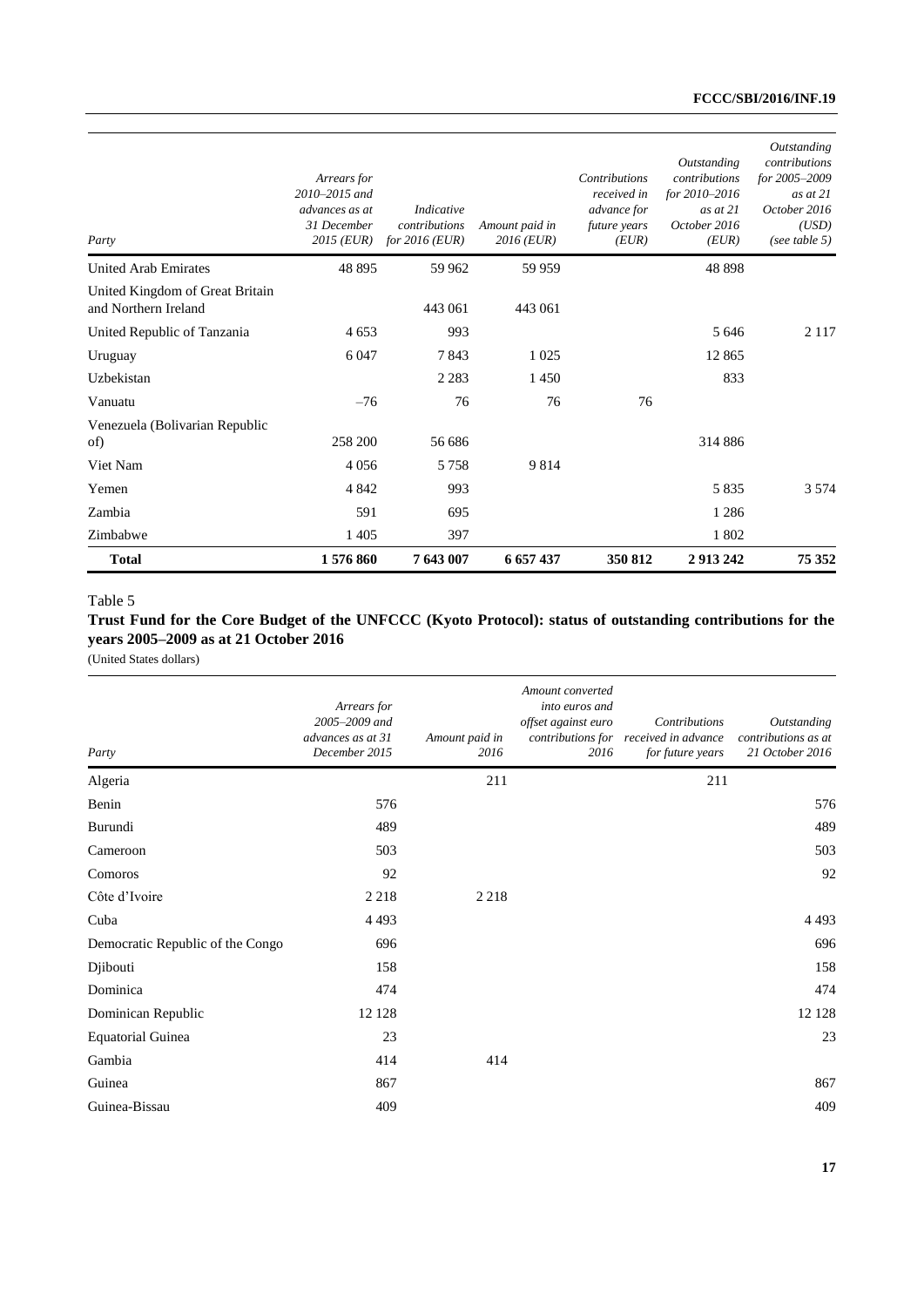| Party | Arrears for 2010–2015 and advances as at 31 December 2015 (EUR) | Indicative contributions for 2016 (EUR) | Amount paid in 2016 (EUR) | Contributions received in advance for future years (EUR) | Outstanding contributions for 2010–2016 as at 21 October 2016 (EUR) | Outstanding contributions for 2005–2009 as at 21 October 2016 (USD) (see table 5) |
|---|---|---|---|---|---|---|
| United Arab Emirates | 48 895 | 59 962 | 59 959 | | 48 898 | |
| United Kingdom of Great Britain and Northern Ireland | | 443 061 | 443 061 | | | |
| United Republic of Tanzania | 4 653 | 993 | | | 5 646 | 2 117 |
| Uruguay | 6 047 | 7 843 | 1 025 | | 12 865 | |
| Uzbekistan | | 2 283 | 1 450 | | 833 | |
| Vanuatu | –76 | 76 | 76 | 76 | | |
| Venezuela (Bolivarian Republic of) | 258 200 | 56 686 | | | 314 886 | |
| Viet Nam | 4 056 | 5 758 | 9 814 | | | |
| Yemen | 4 842 | 993 | | | 5 835 | 3 574 |
| Zambia | 591 | 695 | | | 1 286 | |
| Zimbabwe | 1 405 | 397 | | | 1 802 | |
| **Total** | **1 576 860** | **7 643 007** | **6 657 437** | **350 812** | **2 913 242** | **75 352** |

Table 5

**Trust Fund for the Core Budget of the UNFCCC (Kyoto Protocol): status of outstanding contributions for the years 2005–2009 as at 21 October 2016**

(United States dollars)

| Party | Arrears for 2005–2009 and advances as at 31 December 2015 | Amount paid in 2016 | Amount converted into euros and offset against euro contributions for 2016 | Contributions received in advance for future years | Outstanding contributions as at 21 October 2016 |
|---|---|---|---|---|---|
| Algeria | | 211 | | 211 | |
| Benin | 576 | | | | 576 |
| Burundi | 489 | | | | 489 |
| Cameroon | 503 | | | | 503 |
| Comoros | 92 | | | | 92 |
| Côte d'Ivoire | 2 218 | 2 218 | | | |
| Cuba | 4 493 | | | | 4 493 |
| Democratic Republic of the Congo | 696 | | | | 696 |
| Djibouti | 158 | | | | 158 |
| Dominica | 474 | | | | 474 |
| Dominican Republic | 12 128 | | | | 12 128 |
| Equatorial Guinea | 23 | | | | 23 |
| Gambia | 414 | 414 | | | |
| Guinea | 867 | | | | 867 |
| Guinea-Bissau | 409 | | | | 409 |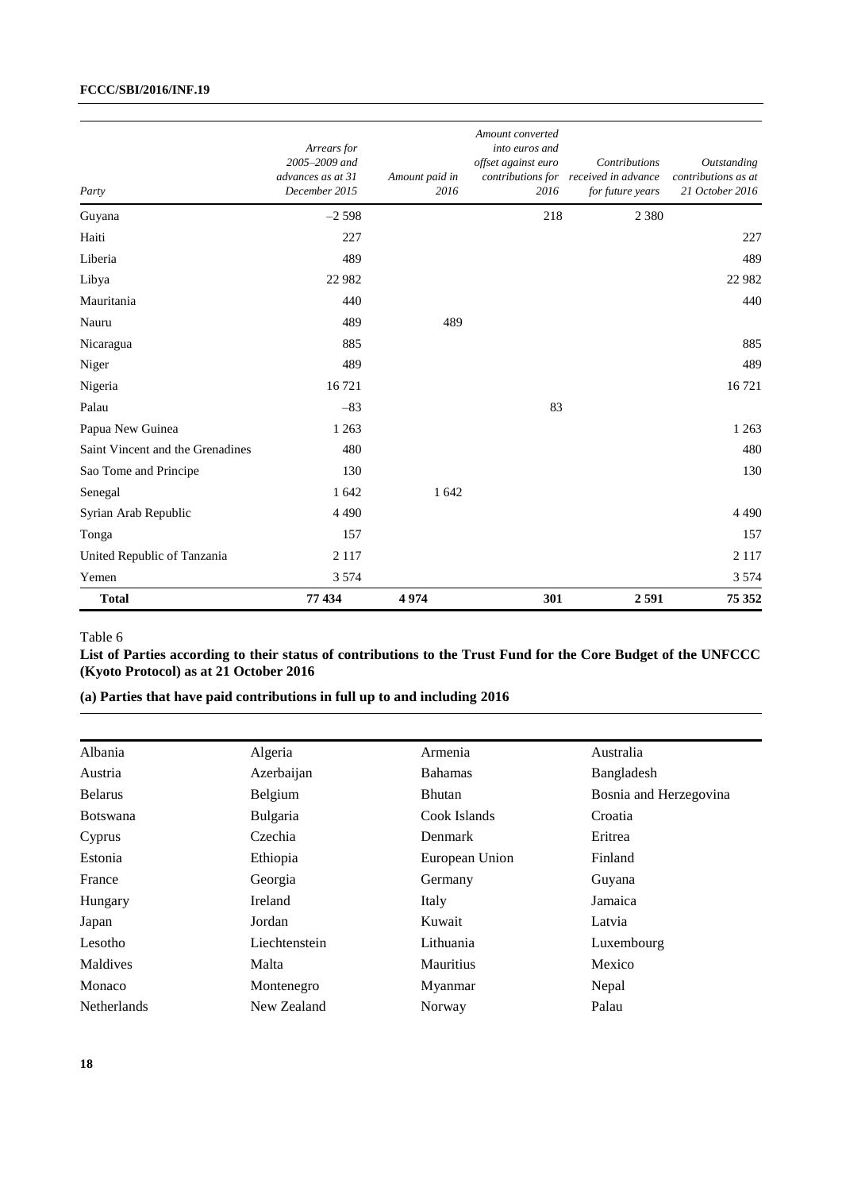| Party | Arrears for 2005–2009 and advances as at 31 December 2015 | Amount paid in 2016 | Amount converted into euros and offset against euro contributions for 2016 | Contributions received in advance for future years | Outstanding contributions as at 21 October 2016 |
|---|---|---|---|---|---|
| Guyana | –2 598 | | 218 | 2 380 | |
| Haiti | 227 | | | | 227 |
| Liberia | 489 | | | | 489 |
| Libya | 22 982 | | | | 22 982 |
| Mauritania | 440 | | | | 440 |
| Nauru | 489 | 489 | | | |
| Nicaragua | 885 | | | | 885 |
| Niger | 489 | | | | 489 |
| Nigeria | 16 721 | | | | 16 721 |
| Palau | –83 | | 83 | | |
| Papua New Guinea | 1 263 | | | | 1 263 |
| Saint Vincent and the Grenadines | 480 | | | | 480 |
| Sao Tome and Principe | 130 | | | | 130 |
| Senegal | 1 642 | 1 642 | | | |
| Syrian Arab Republic | 4 490 | | | | 4 490 |
| Tonga | 157 | | | | 157 |
| United Republic of Tanzania | 2 117 | | | | 2 117 |
| Yemen | 3 574 | | | | 3 574 |
| **Total** | **77 434** | **4 974** | **301** | **2 591** | **75 352** |

Table 6

**List of Parties according to their status of contributions to the Trust Fund for the Core Budget of the UNFCCC (Kyoto Protocol) as at 21 October 2016**

**(a) Parties that have paid contributions in full up to and including 2016**

| | | | |
|---|---|---|---|
| Albania | Algeria | Armenia | Australia |
| Austria | Azerbaijan | Bahamas | Bangladesh |
| Belarus | Belgium | Bhutan | Bosnia and Herzegovina |
| Botswana | Bulgaria | Cook Islands | Croatia |
| Cyprus | Czechia | Denmark | Eritrea |
| Estonia | Ethiopia | European Union | Finland |
| France | Georgia | Germany | Guyana |
| Hungary | Ireland | Italy | Jamaica |
| Japan | Jordan | Kuwait | Latvia |
| Lesotho | Liechtenstein | Lithuania | Luxembourg |
| Maldives | Malta | Mauritius | Mexico |
| Monaco | Montenegro | Myanmar | Nepal |
| Netherlands | New Zealand | Norway | Palau |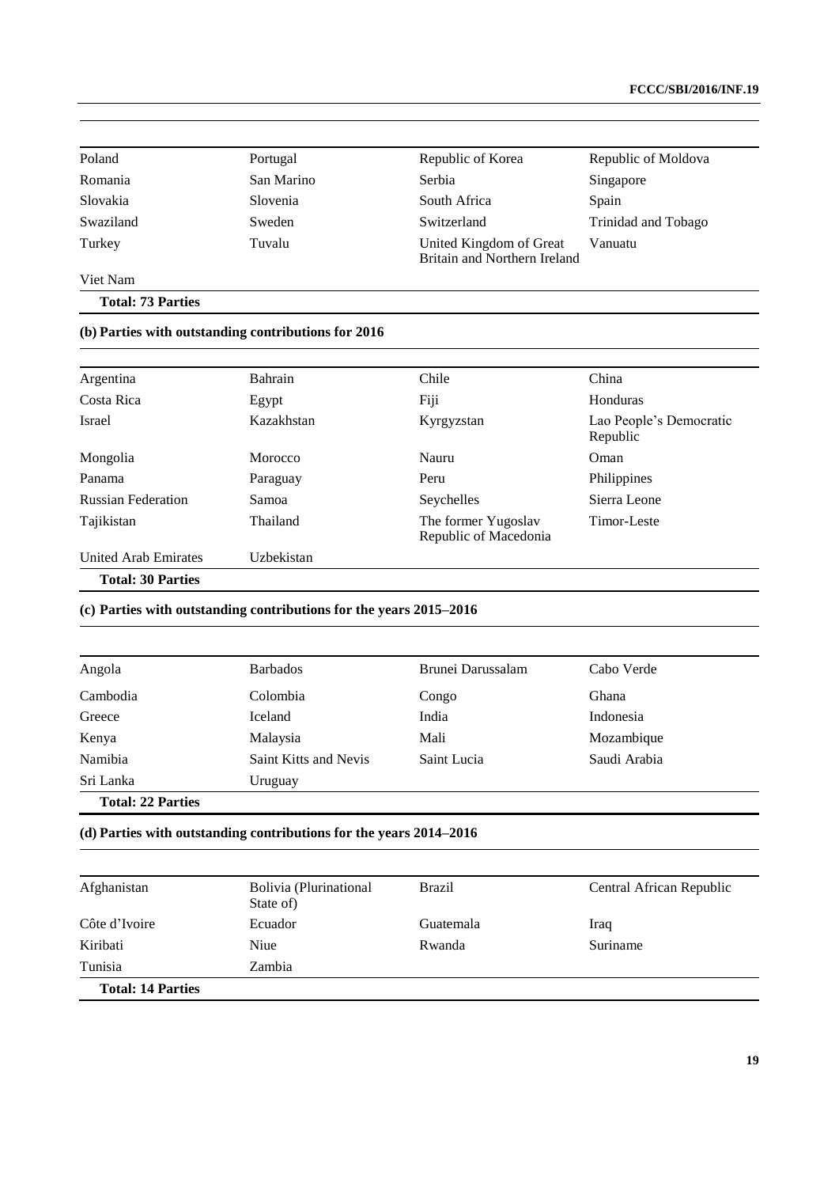| | | | |
|---|---|---|---|
| Poland | Portugal | Republic of Korea | Republic of Moldova |
| Romania | San Marino | Serbia | Singapore |
| Slovakia | Slovenia | South Africa | Spain |
| Swaziland | Sweden | Switzerland | Trinidad and Tobago |
| Turkey | Tuvalu | United Kingdom of Great Britain and Northern Ireland | Vanuatu |
| Viet Nam | | | |
| **Total: 73 Parties** | | | |

**(b) Parties with outstanding contributions for 2016**

| | | | |
|---|---|---|---|
| Argentina | Bahrain | Chile | China |
| Costa Rica | Egypt | Fiji | Honduras |
| Israel | Kazakhstan | Kyrgyzstan | Lao People's Democratic Republic |
| Mongolia | Morocco | Nauru | Oman |
| Panama | Paraguay | Peru | Philippines |
| Russian Federation | Samoa | Seychelles | Sierra Leone |
| Tajikistan | Thailand | The former Yugoslav Republic of Macedonia | Timor-Leste |
| United Arab Emirates | Uzbekistan | | |
| **Total: 30 Parties** | | | |

**(c) Parties with outstanding contributions for the years 2015–2016**

| | | | |
|---|---|---|---|
| Angola | Barbados | Brunei Darussalam | Cabo Verde |
| Cambodia | Colombia | Congo | Ghana |
| Greece | Iceland | India | Indonesia |
| Kenya | Malaysia | Mali | Mozambique |
| Namibia | Saint Kitts and Nevis | Saint Lucia | Saudi Arabia |
| Sri Lanka | Uruguay | | |
| **Total: 22 Parties** | | | |

**(d) Parties with outstanding contributions for the years 2014–2016**

| | | | |
|---|---|---|---|
| Afghanistan | Bolivia (Plurinational State of) | Brazil | Central African Republic |
| Côte d'Ivoire | Ecuador | Guatemala | Iraq |
| Kiribati | Niue | Rwanda | Suriname |
| Tunisia | Zambia | | |
| **Total: 14 Parties** | | | |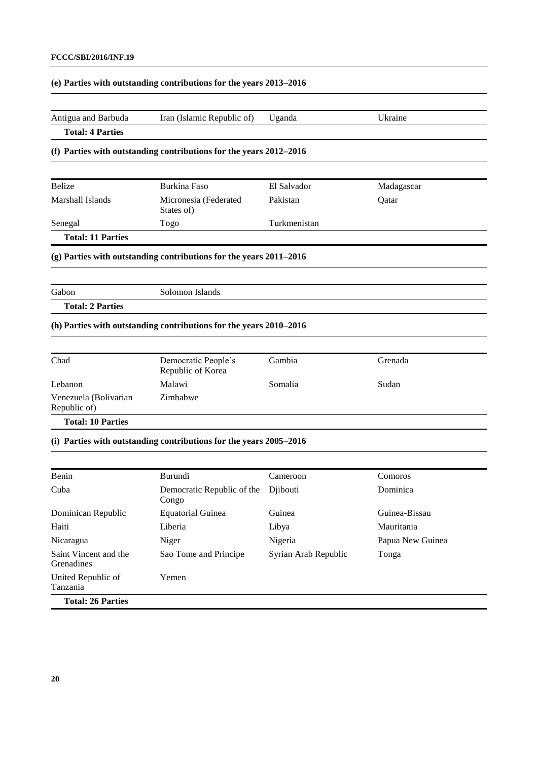#### (e) Parties with outstanding contributions for the years 2013–2016

| | | | |
|---|---|---|---|
| Antigua and Barbuda | Iran (Islamic Republic of) | Uganda | Ukraine |
| **Total: 4 Parties** | | | |

#### (f) Parties with outstanding contributions for the years 2012–2016

| | | | |
|---|---|---|---|
| Belize | Burkina Faso | El Salvador | Madagascar |
| Marshall Islands | Micronesia (Federated States of) | Pakistan | Qatar |
| Senegal | Togo | Turkmenistan | |
| **Total: 11 Parties** | | | |

#### (g) Parties with outstanding contributions for the years 2011–2016

| | |
|---|---|
| Gabon | Solomon Islands |
| **Total: 2 Parties** | |

#### (h) Parties with outstanding contributions for the years 2010–2016

| | | | |
|---|---|---|---|
| Chad | Democratic People's Republic of Korea | Gambia | Grenada |
| Lebanon | Malawi | Somalia | Sudan |
| Venezuela (Bolivarian Republic of) | Zimbabwe | | |
| **Total: 10 Parties** | | | |

#### (i) Parties with outstanding contributions for the years 2005–2016

| | | | |
|---|---|---|---|
| Benin | Burundi | Cameroon | Comoros |
| Cuba | Democratic Republic of the Congo | Djibouti | Dominica |
| Dominican Republic | Equatorial Guinea | Guinea | Guinea-Bissau |
| Haiti | Liberia | Libya | Mauritania |
| Nicaragua | Niger | Nigeria | Papua New Guinea |
| Saint Vincent and the Grenadines | Sao Tome and Principe | Syrian Arab Republic | Tonga |
| United Republic of Tanzania | Yemen | | |
| **Total: 26 Parties** | | | |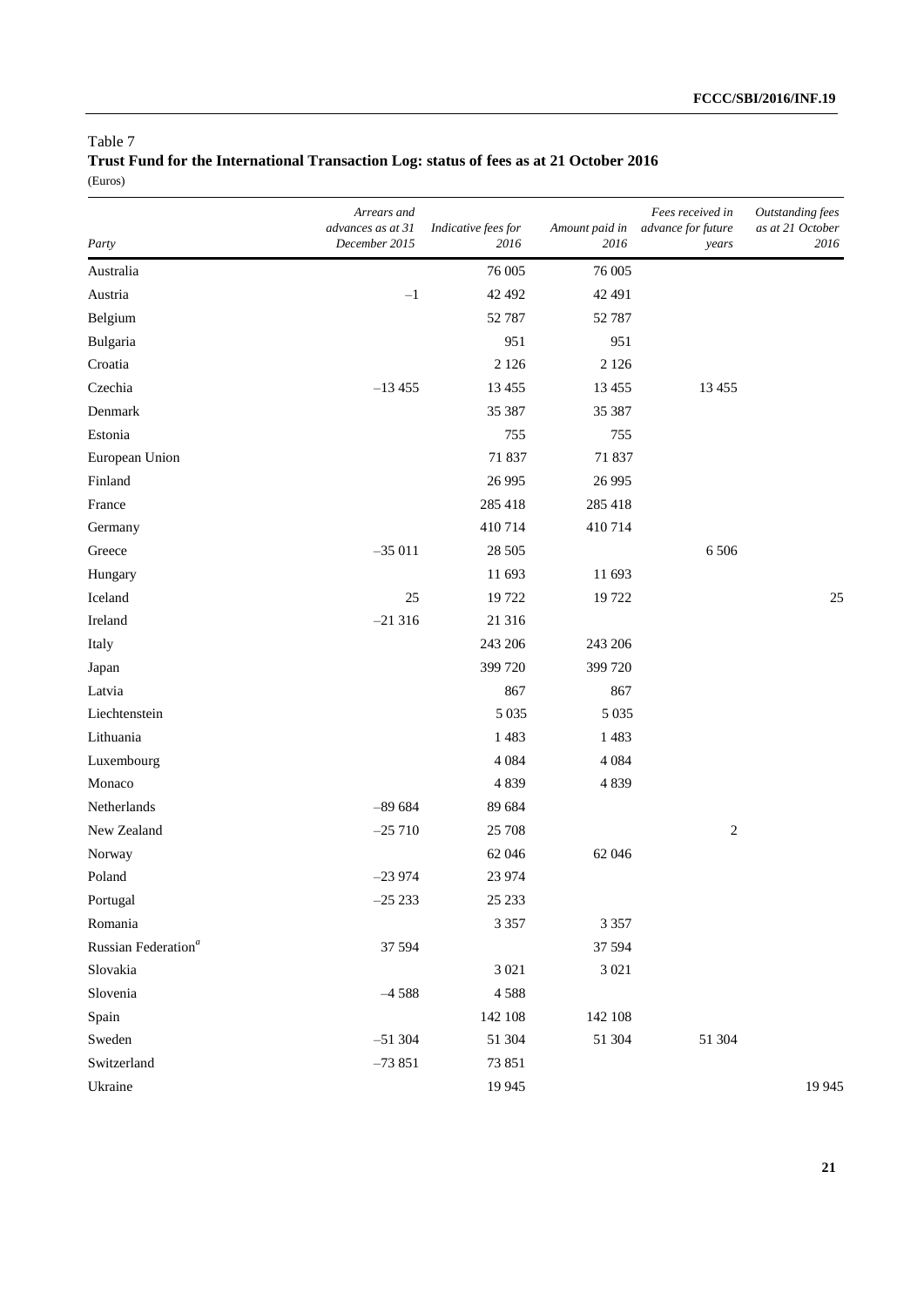Table 7
**Trust Fund for the International Transaction Log: status of fees as at 21 October 2016**
(Euros)

| *Party* | *Arrears and advances as at 31 December 2015* | *Indicative fees for 2016* | *Amount paid in 2016* | *Fees received in advance for future years* | *Outstanding fees as at 21 October 2016* |
|---|---|---|---|---|---|
| Australia | | 76 005 | 76 005 | | |
| Austria | –1 | 42 492 | 42 491 | | |
| Belgium | | 52 787 | 52 787 | | |
| Bulgaria | | 951 | 951 | | |
| Croatia | | 2 126 | 2 126 | | |
| Czechia | –13 455 | 13 455 | 13 455 | 13 455 | |
| Denmark | | 35 387 | 35 387 | | |
| Estonia | | 755 | 755 | | |
| European Union | | 71 837 | 71 837 | | |
| Finland | | 26 995 | 26 995 | | |
| France | | 285 418 | 285 418 | | |
| Germany | | 410 714 | 410 714 | | |
| Greece | –35 011 | 28 505 | | 6 506 | |
| Hungary | | 11 693 | 11 693 | | |
| Iceland | 25 | 19 722 | 19 722 | | 25 |
| Ireland | –21 316 | 21 316 | | | |
| Italy | | 243 206 | 243 206 | | |
| Japan | | 399 720 | 399 720 | | |
| Latvia | | 867 | 867 | | |
| Liechtenstein | | 5 035 | 5 035 | | |
| Lithuania | | 1 483 | 1 483 | | |
| Luxembourg | | 4 084 | 4 084 | | |
| Monaco | | 4 839 | 4 839 | | |
| Netherlands | –89 684 | 89 684 | | | |
| New Zealand | –25 710 | 25 708 | | 2 | |
| Norway | | 62 046 | 62 046 | | |
| Poland | –23 974 | 23 974 | | | |
| Portugal | –25 233 | 25 233 | | | |
| Romania | | 3 357 | 3 357 | | |
| Russian Federation[a] | 37 594 | | 37 594 | | |
| Slovakia | | 3 021 | 3 021 | | |
| Slovenia | –4 588 | 4 588 | | | |
| Spain | | 142 108 | 142 108 | | |
| Sweden | –51 304 | 51 304 | 51 304 | 51 304 | |
| Switzerland | –73 851 | 73 851 | | | |
| Ukraine | | 19 945 | | | 19 945 |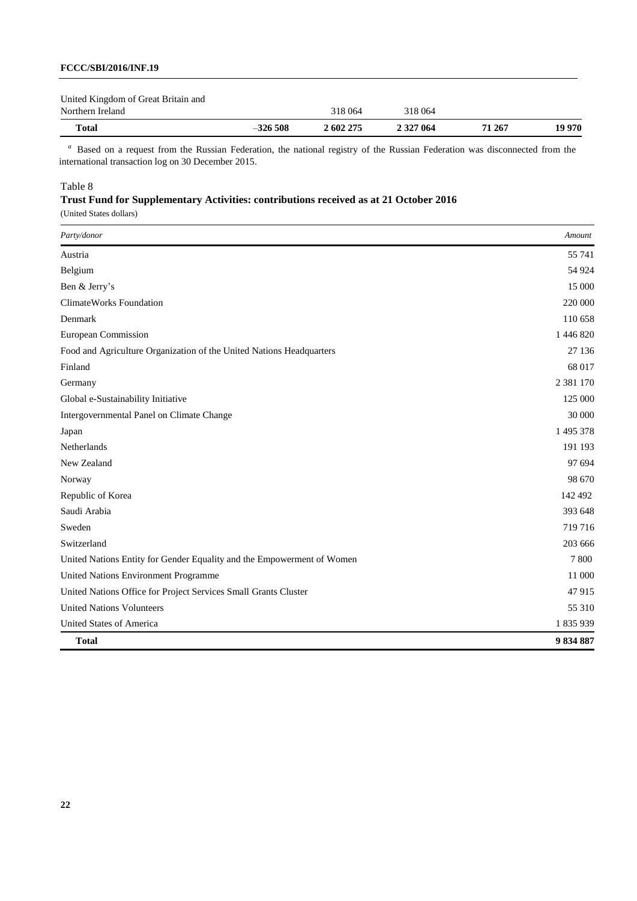| | | | | | |
|---|---|---|---|---|---|
| United Kingdom of Great Britain and Northern Ireland | | 318 064 | 318 064 | | |
| **Total** | –326 508 | **2 602 275** | **2 327 064** | **71 267** | **19 970** |

[a] Based on a request from the Russian Federation, the national registry of the Russian Federation was disconnected from the international transaction log on 30 December 2015.

Table 8
**Trust Fund for Supplementary Activities: contributions received as at 21 October 2016**
(United States dollars)

| *Party/donor* | *Amount* |
|---|---|
| Austria | 55 741 |
| Belgium | 54 924 |
| Ben & Jerry's | 15 000 |
| ClimateWorks Foundation | 220 000 |
| Denmark | 110 658 |
| European Commission | 1 446 820 |
| Food and Agriculture Organization of the United Nations Headquarters | 27 136 |
| Finland | 68 017 |
| Germany | 2 381 170 |
| Global e-Sustainability Initiative | 125 000 |
| Intergovernmental Panel on Climate Change | 30 000 |
| Japan | 1 495 378 |
| Netherlands | 191 193 |
| New Zealand | 97 694 |
| Norway | 98 670 |
| Republic of Korea | 142 492 |
| Saudi Arabia | 393 648 |
| Sweden | 719 716 |
| Switzerland | 203 666 |
| United Nations Entity for Gender Equality and the Empowerment of Women | 7 800 |
| United Nations Environment Programme | 11 000 |
| United Nations Office for Project Services Small Grants Cluster | 47 915 |
| United Nations Volunteers | 55 310 |
| United States of America | 1 835 939 |
| **Total** | **9 834 887** |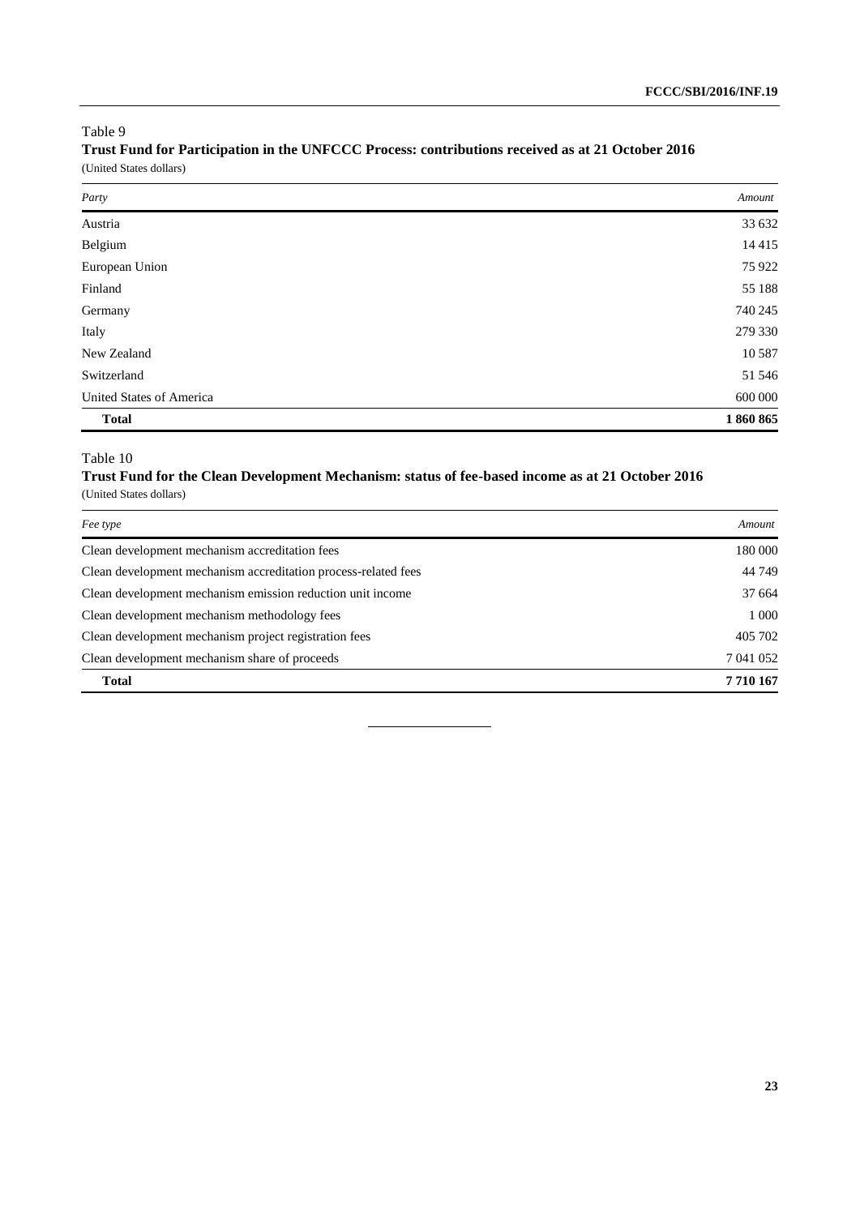Table 9

**Trust Fund for Participation in the UNFCCC Process: contributions received as at 21 October 2016**
(United States dollars)

| *Party* | *Amount* |
| --- | --- |
| Austria | 33 632 |
| Belgium | 14 415 |
| European Union | 75 922 |
| Finland | 55 188 |
| Germany | 740 245 |
| Italy | 279 330 |
| New Zealand | 10 587 |
| Switzerland | 51 546 |
| United States of America | 600 000 |
| **Total** | **1 860 865** |

Table 10

**Trust Fund for the Clean Development Mechanism: status of fee-based income as at 21 October 2016**
(United States dollars)

| *Fee type* | *Amount* |
| --- | --- |
| Clean development mechanism accreditation fees | 180 000 |
| Clean development mechanism accreditation process-related fees | 44 749 |
| Clean development mechanism emission reduction unit income | 37 664 |
| Clean development mechanism methodology fees | 1 000 |
| Clean development mechanism project registration fees | 405 702 |
| Clean development mechanism share of proceeds | 7 041 052 |
| **Total** | **7 710 167** |